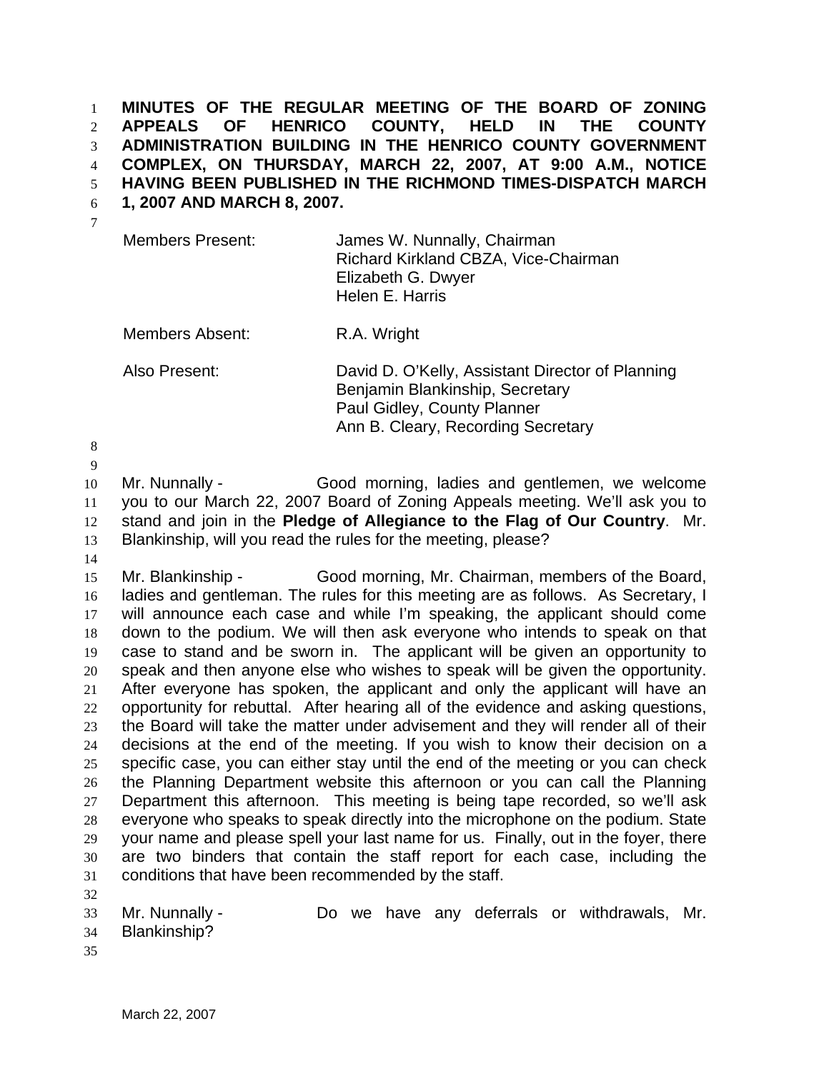**MINUTES OF THE REGULAR MEETING OF THE BOARD OF ZONING APPEALS OF HENRICO COUNTY, HELD IN THE COUNTY ADMINISTRATION BUILDING IN THE HENRICO COUNTY GOVERNMENT COMPLEX, ON THURSDAY, MARCH 22, 2007, AT 9:00 A.M., NOTICE HAVING BEEN PUBLISHED IN THE RICHMOND TIMES-DISPATCH MARCH 1, 2007 AND MARCH 8, 2007.**

| | |
|---|---|
| Members Present: | James W. Nunnally, Chairman<br>Richard Kirkland CBZA, Vice-Chairman<br>Elizabeth G. Dwyer<br>Helen E. Harris |
| Members Absent: | R.A. Wright |
| Also Present: | David D. O'Kelly, Assistant Director of Planning<br>Benjamin Blankinship, Secretary<br>Paul Gidley, County Planner<br>Ann B. Cleary, Recording Secretary |

Mr. Nunnally - Good morning, ladies and gentlemen, we welcome you to our March 22, 2007 Board of Zoning Appeals meeting. We'll ask you to stand and join in the **Pledge of Allegiance to the Flag of Our Country**. Mr. Blankinship, will you read the rules for the meeting, please?

Mr. Blankinship - Good morning, Mr. Chairman, members of the Board, ladies and gentleman. The rules for this meeting are as follows. As Secretary, I will announce each case and while I'm speaking, the applicant should come down to the podium. We will then ask everyone who intends to speak on that case to stand and be sworn in. The applicant will be given an opportunity to speak and then anyone else who wishes to speak will be given the opportunity. After everyone has spoken, the applicant and only the applicant will have an opportunity for rebuttal. After hearing all of the evidence and asking questions, the Board will take the matter under advisement and they will render all of their decisions at the end of the meeting. If you wish to know their decision on a specific case, you can either stay until the end of the meeting or you can check the Planning Department website this afternoon or you can call the Planning Department this afternoon. This meeting is being tape recorded, so we'll ask everyone who speaks to speak directly into the microphone on the podium. State your name and please spell your last name for us. Finally, out in the foyer, there are two binders that contain the staff report for each case, including the conditions that have been recommended by the staff.

Mr. Nunnally - Do we have any deferrals or withdrawals, Mr. Blankinship?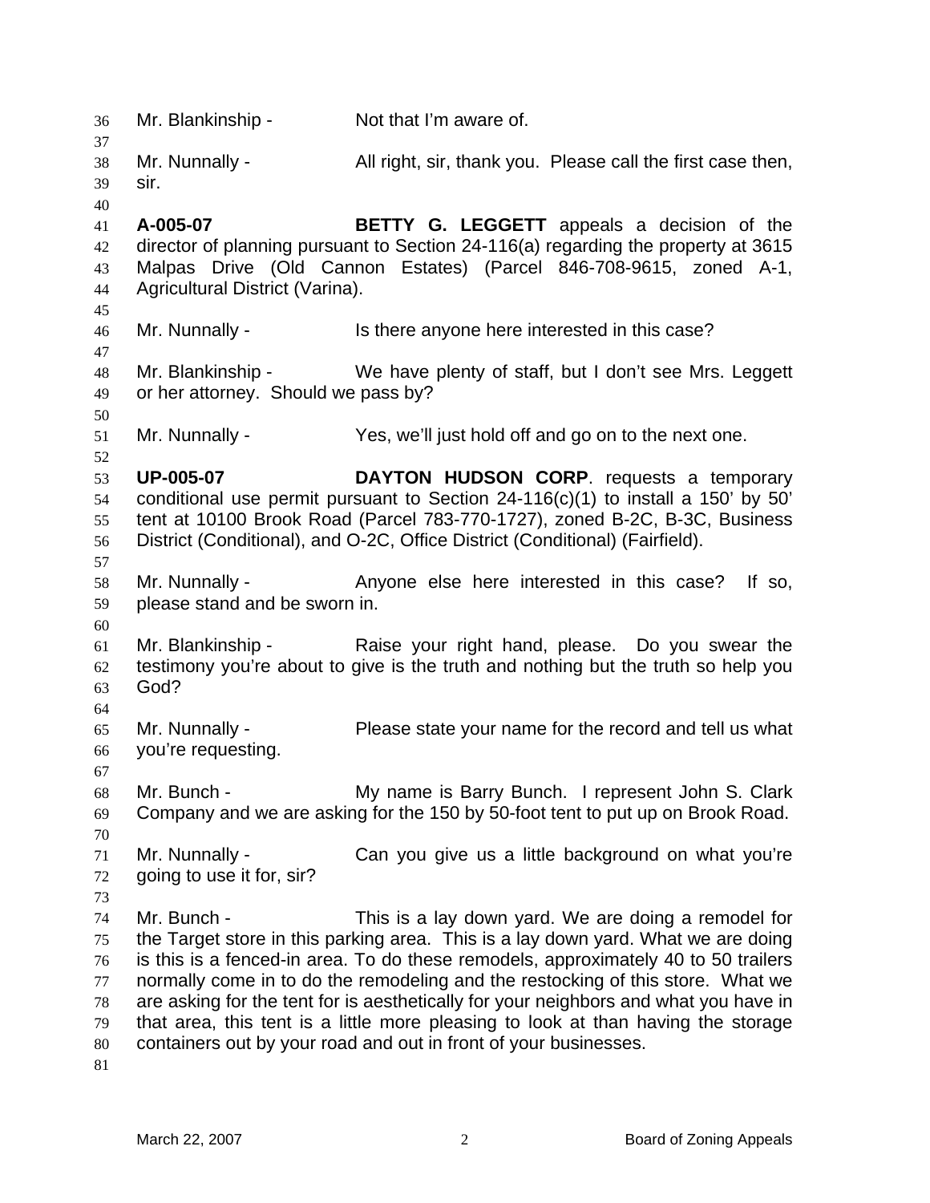Mr. Blankinship - Not that I'm aware of.

Mr. Nunnally - All right, sir, thank you. Please call the first case then, sir.

**A-005-07** **BETTY G. LEGGETT** appeals a decision of the director of planning pursuant to Section 24-116(a) regarding the property at 3615 Malpas Drive (Old Cannon Estates) (Parcel 846-708-9615, zoned A-1, Agricultural District (Varina).

Mr. Nunnally - Is there anyone here interested in this case?

Mr. Blankinship - We have plenty of staff, but I don't see Mrs. Leggett or her attorney. Should we pass by?

Mr. Nunnally - Yes, we'll just hold off and go on to the next one.

**UP-005-07** **DAYTON HUDSON CORP**. requests a temporary conditional use permit pursuant to Section 24-116(c)(1) to install a 150' by 50' tent at 10100 Brook Road (Parcel 783-770-1727), zoned B-2C, B-3C, Business District (Conditional), and O-2C, Office District (Conditional) (Fairfield).

Mr. Nunnally - Anyone else here interested in this case? If so, please stand and be sworn in.

Mr. Blankinship - Raise your right hand, please. Do you swear the testimony you're about to give is the truth and nothing but the truth so help you God?

Mr. Nunnally - Please state your name for the record and tell us what you're requesting.

Mr. Bunch - My name is Barry Bunch. I represent John S. Clark Company and we are asking for the 150 by 50-foot tent to put up on Brook Road.

Mr. Nunnally - Can you give us a little background on what you're going to use it for, sir?

Mr. Bunch - This is a lay down yard. We are doing a remodel for the Target store in this parking area. This is a lay down yard. What we are doing is this is a fenced-in area. To do these remodels, approximately 40 to 50 trailers normally come in to do the remodeling and the restocking of this store. What we are asking for the tent for is aesthetically for your neighbors and what you have in that area, this tent is a little more pleasing to look at than having the storage containers out by your road and out in front of your businesses.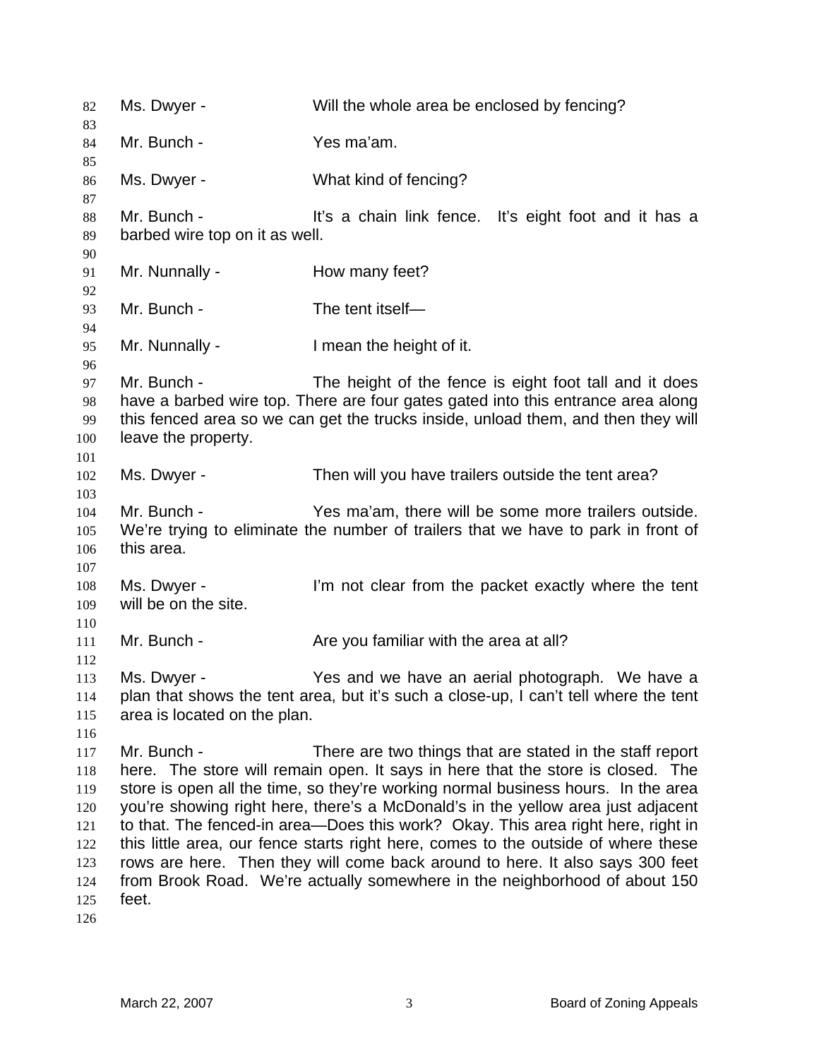Ms. Dwyer - Will the whole area be enclosed by fencing?

Mr. Bunch - Yes ma'am.

Ms. Dwyer - What kind of fencing?

Mr. Bunch - It's a chain link fence. It's eight foot and it has a barbed wire top on it as well.

Mr. Nunnally - How many feet?

Mr. Bunch - The tent itself—

Mr. Nunnally - I mean the height of it.

Mr. Bunch - The height of the fence is eight foot tall and it does have a barbed wire top. There are four gates gated into this entrance area along this fenced area so we can get the trucks inside, unload them, and then they will leave the property.

Ms. Dwyer - Then will you have trailers outside the tent area?

Mr. Bunch - Yes ma'am, there will be some more trailers outside. We're trying to eliminate the number of trailers that we have to park in front of this area.

Ms. Dwyer - I'm not clear from the packet exactly where the tent will be on the site.

Mr. Bunch - Are you familiar with the area at all?

Ms. Dwyer - Yes and we have an aerial photograph. We have a plan that shows the tent area, but it's such a close-up, I can't tell where the tent area is located on the plan.

Mr. Bunch - There are two things that are stated in the staff report here. The store will remain open. It says in here that the store is closed. The store is open all the time, so they're working normal business hours. In the area you're showing right here, there's a McDonald's in the yellow area just adjacent to that. The fenced-in area—Does this work? Okay. This area right here, right in this little area, our fence starts right here, comes to the outside of where these rows are here. Then they will come back around to here. It also says 300 feet from Brook Road. We're actually somewhere in the neighborhood of about 150 feet.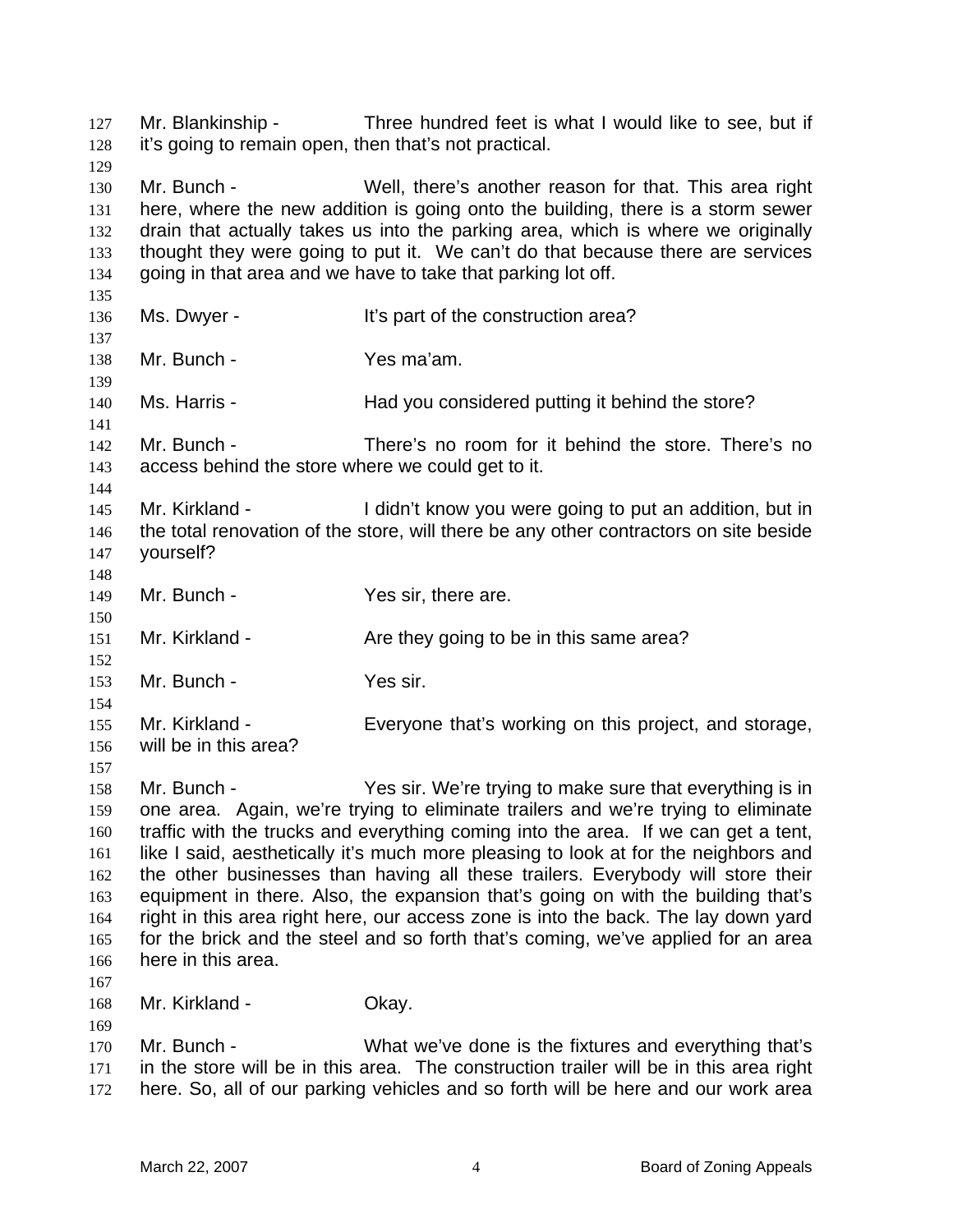Mr. Blankinship - Three hundred feet is what I would like to see, but if it's going to remain open, then that's not practical.

Mr. Bunch - Well, there's another reason for that. This area right here, where the new addition is going onto the building, there is a storm sewer drain that actually takes us into the parking area, which is where we originally thought they were going to put it. We can't do that because there are services going in that area and we have to take that parking lot off.

Ms. Dwyer - It's part of the construction area?

Mr. Bunch - Yes ma'am.

Ms. Harris - Had you considered putting it behind the store?

Mr. Bunch - There's no room for it behind the store. There's no access behind the store where we could get to it.

Mr. Kirkland - I didn't know you were going to put an addition, but in the total renovation of the store, will there be any other contractors on site beside yourself?

Mr. Bunch - Yes sir, there are.

Mr. Kirkland - Are they going to be in this same area?

Mr. Bunch - Yes sir.

Mr. Kirkland - Everyone that's working on this project, and storage, will be in this area?

Mr. Bunch - Yes sir. We're trying to make sure that everything is in one area. Again, we're trying to eliminate trailers and we're trying to eliminate traffic with the trucks and everything coming into the area. If we can get a tent, like I said, aesthetically it's much more pleasing to look at for the neighbors and the other businesses than having all these trailers. Everybody will store their equipment in there. Also, the expansion that's going on with the building that's right in this area right here, our access zone is into the back. The lay down yard for the brick and the steel and so forth that's coming, we've applied for an area here in this area.

Mr. Kirkland - Okay.

Mr. Bunch - What we've done is the fixtures and everything that's in the store will be in this area. The construction trailer will be in this area right here. So, all of our parking vehicles and so forth will be here and our work area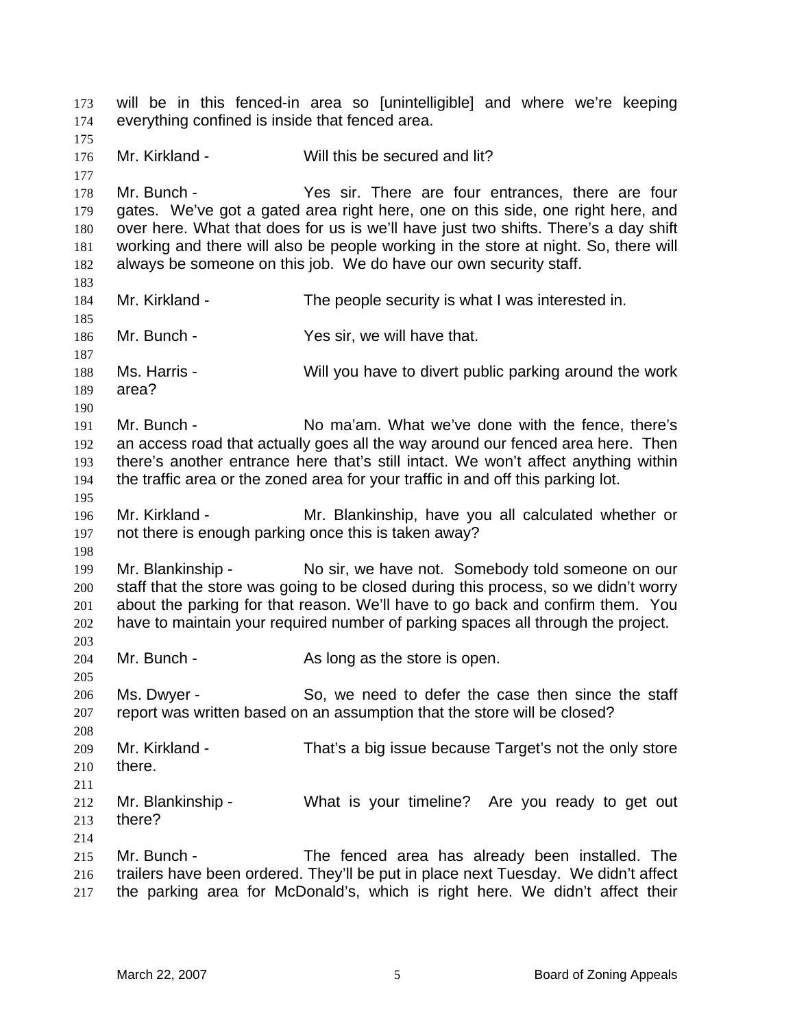will be in this fenced-in area so [unintelligible] and where we're keeping everything confined is inside that fenced area.

Mr. Kirkland - Will this be secured and lit?

Mr. Bunch - Yes sir. There are four entrances, there are four gates. We've got a gated area right here, one on this side, one right here, and over here. What that does for us is we'll have just two shifts. There's a day shift working and there will also be people working in the store at night. So, there will always be someone on this job. We do have our own security staff.

Mr. Kirkland - The people security is what I was interested in.

Mr. Bunch - Yes sir, we will have that.

Ms. Harris - Will you have to divert public parking around the work area?

Mr. Bunch - No ma'am. What we've done with the fence, there's an access road that actually goes all the way around our fenced area here. Then there's another entrance here that's still intact. We won't affect anything within the traffic area or the zoned area for your traffic in and off this parking lot.

Mr. Kirkland - Mr. Blankinship, have you all calculated whether or not there is enough parking once this is taken away?

Mr. Blankinship - No sir, we have not. Somebody told someone on our staff that the store was going to be closed during this process, so we didn't worry about the parking for that reason. We'll have to go back and confirm them. You have to maintain your required number of parking spaces all through the project.

Mr. Bunch - As long as the store is open.

Ms. Dwyer - So, we need to defer the case then since the staff report was written based on an assumption that the store will be closed?

Mr. Kirkland - That's a big issue because Target's not the only store there.

Mr. Blankinship - What is your timeline? Are you ready to get out there?

Mr. Bunch - The fenced area has already been installed. The trailers have been ordered. They'll be put in place next Tuesday. We didn't affect the parking area for McDonald's, which is right here. We didn't affect their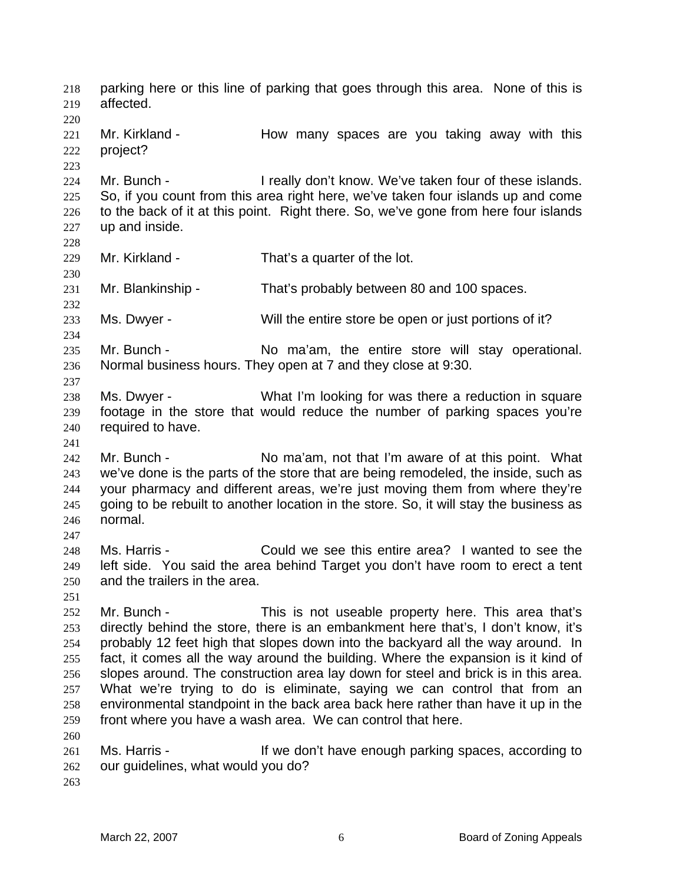parking here or this line of parking that goes through this area. None of this is affected.

Mr. Kirkland - How many spaces are you taking away with this project?

Mr. Bunch - I really don't know. We've taken four of these islands. So, if you count from this area right here, we've taken four islands up and come to the back of it at this point. Right there. So, we've gone from here four islands up and inside.

Mr. Kirkland - That's a quarter of the lot.

Mr. Blankinship - That's probably between 80 and 100 spaces.

Ms. Dwyer - Will the entire store be open or just portions of it?

Mr. Bunch - No ma'am, the entire store will stay operational. Normal business hours. They open at 7 and they close at 9:30.

Ms. Dwyer - What I'm looking for was there a reduction in square footage in the store that would reduce the number of parking spaces you're required to have.

Mr. Bunch - No ma'am, not that I'm aware of at this point. What we've done is the parts of the store that are being remodeled, the inside, such as your pharmacy and different areas, we're just moving them from where they're going to be rebuilt to another location in the store. So, it will stay the business as normal.

Ms. Harris - Could we see this entire area? I wanted to see the left side. You said the area behind Target you don't have room to erect a tent and the trailers in the area.

Mr. Bunch - This is not useable property here. This area that's directly behind the store, there is an embankment here that's, I don't know, it's probably 12 feet high that slopes down into the backyard all the way around. In fact, it comes all the way around the building. Where the expansion is it kind of slopes around. The construction area lay down for steel and brick is in this area. What we're trying to do is eliminate, saying we can control that from an environmental standpoint in the back area back here rather than have it up in the front where you have a wash area. We can control that here.

Ms. Harris - If we don't have enough parking spaces, according to our guidelines, what would you do?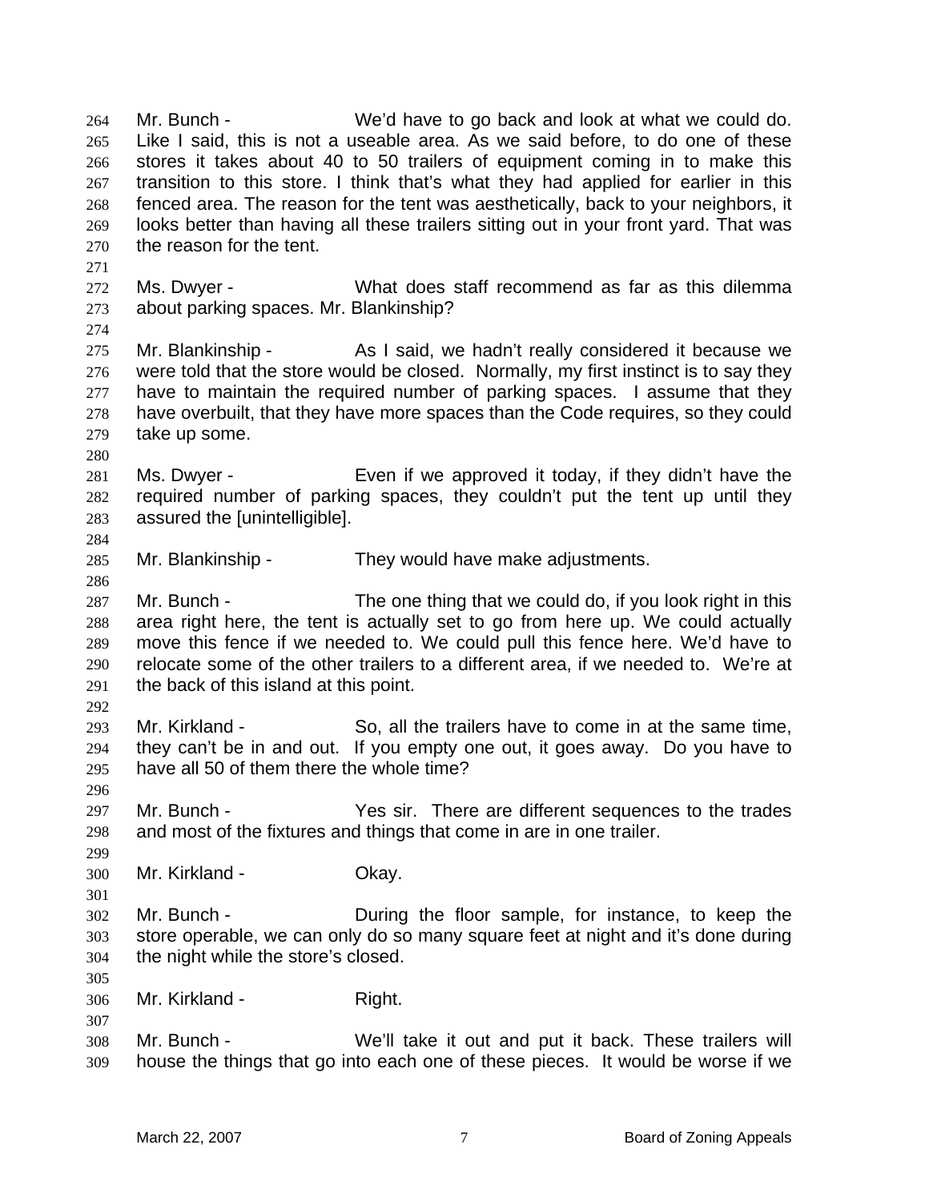Mr. Bunch - We'd have to go back and look at what we could do. Like I said, this is not a useable area. As we said before, to do one of these stores it takes about 40 to 50 trailers of equipment coming in to make this transition to this store. I think that's what they had applied for earlier in this fenced area. The reason for the tent was aesthetically, back to your neighbors, it looks better than having all these trailers sitting out in your front yard. That was the reason for the tent.

Ms. Dwyer - What does staff recommend as far as this dilemma about parking spaces. Mr. Blankinship?

Mr. Blankinship - As I said, we hadn't really considered it because we were told that the store would be closed. Normally, my first instinct is to say they have to maintain the required number of parking spaces. I assume that they have overbuilt, that they have more spaces than the Code requires, so they could take up some.

Ms. Dwyer - Even if we approved it today, if they didn't have the required number of parking spaces, they couldn't put the tent up until they assured the [unintelligible].

Mr. Blankinship - They would have make adjustments.

Mr. Bunch - The one thing that we could do, if you look right in this area right here, the tent is actually set to go from here up. We could actually move this fence if we needed to. We could pull this fence here. We'd have to relocate some of the other trailers to a different area, if we needed to. We're at the back of this island at this point.

Mr. Kirkland - So, all the trailers have to come in at the same time, they can't be in and out. If you empty one out, it goes away. Do you have to have all 50 of them there the whole time?

Mr. Bunch - Yes sir. There are different sequences to the trades and most of the fixtures and things that come in are in one trailer.

Mr. Kirkland - Okay.

Mr. Bunch - During the floor sample, for instance, to keep the store operable, we can only do so many square feet at night and it's done during the night while the store's closed.

Mr. Kirkland - Right.

Mr. Bunch - We'll take it out and put it back. These trailers will house the things that go into each one of these pieces. It would be worse if we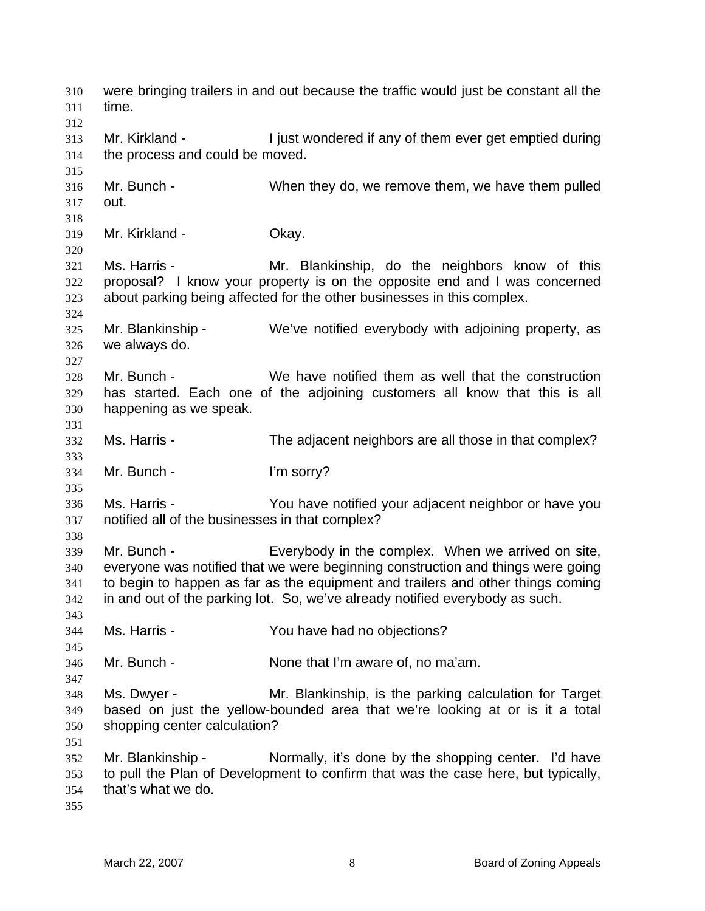were bringing trailers in and out because the traffic would just be constant all the time.

Mr. Kirkland - I just wondered if any of them ever get emptied during the process and could be moved.

Mr. Bunch - When they do, we remove them, we have them pulled out.

Mr. Kirkland - Okay.

Ms. Harris - Mr. Blankinship, do the neighbors know of this proposal? I know your property is on the opposite end and I was concerned about parking being affected for the other businesses in this complex.

Mr. Blankinship - We've notified everybody with adjoining property, as we always do.

Mr. Bunch - We have notified them as well that the construction has started. Each one of the adjoining customers all know that this is all happening as we speak.

Ms. Harris - The adjacent neighbors are all those in that complex?

Mr. Bunch - I'm sorry?

Ms. Harris - You have notified your adjacent neighbor or have you notified all of the businesses in that complex?

Mr. Bunch - Everybody in the complex. When we arrived on site, everyone was notified that we were beginning construction and things were going to begin to happen as far as the equipment and trailers and other things coming in and out of the parking lot. So, we've already notified everybody as such.

Ms. Harris - You have had no objections?

Mr. Bunch - None that I'm aware of, no ma'am.

Ms. Dwyer - Mr. Blankinship, is the parking calculation for Target based on just the yellow-bounded area that we're looking at or is it a total shopping center calculation?

Mr. Blankinship - Normally, it's done by the shopping center. I'd have to pull the Plan of Development to confirm that was the case here, but typically, that's what we do.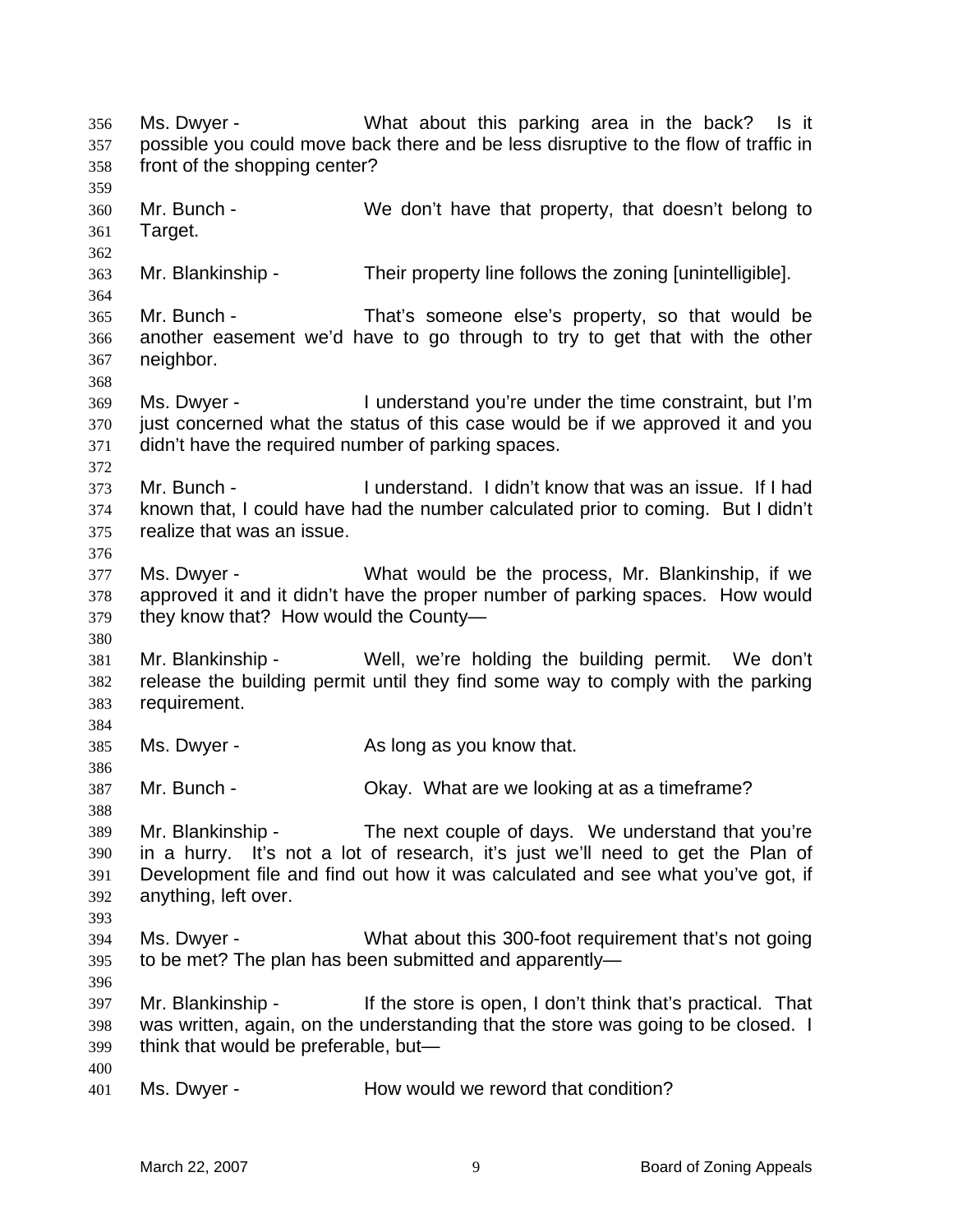Ms. Dwyer - What about this parking area in the back? Is it possible you could move back there and be less disruptive to the flow of traffic in front of the shopping center?

Mr. Bunch - We don't have that property, that doesn't belong to Target.

Mr. Blankinship - Their property line follows the zoning [unintelligible].

Mr. Bunch - That's someone else's property, so that would be another easement we'd have to go through to try to get that with the other neighbor.

Ms. Dwyer - I understand you're under the time constraint, but I'm just concerned what the status of this case would be if we approved it and you didn't have the required number of parking spaces.

Mr. Bunch - I understand. I didn't know that was an issue. If I had known that, I could have had the number calculated prior to coming. But I didn't realize that was an issue.

Ms. Dwyer - What would be the process, Mr. Blankinship, if we approved it and it didn't have the proper number of parking spaces. How would they know that? How would the County—

Mr. Blankinship - Well, we're holding the building permit. We don't release the building permit until they find some way to comply with the parking requirement.

Ms. Dwyer - As long as you know that.

Mr. Bunch - Okay. What are we looking at as a timeframe?

Mr. Blankinship - The next couple of days. We understand that you're in a hurry. It's not a lot of research, it's just we'll need to get the Plan of Development file and find out how it was calculated and see what you've got, if anything, left over.

Ms. Dwyer - What about this 300-foot requirement that's not going to be met? The plan has been submitted and apparently—

Mr. Blankinship - If the store is open, I don't think that's practical. That was written, again, on the understanding that the store was going to be closed. I think that would be preferable, but—

Ms. Dwyer - How would we reword that condition?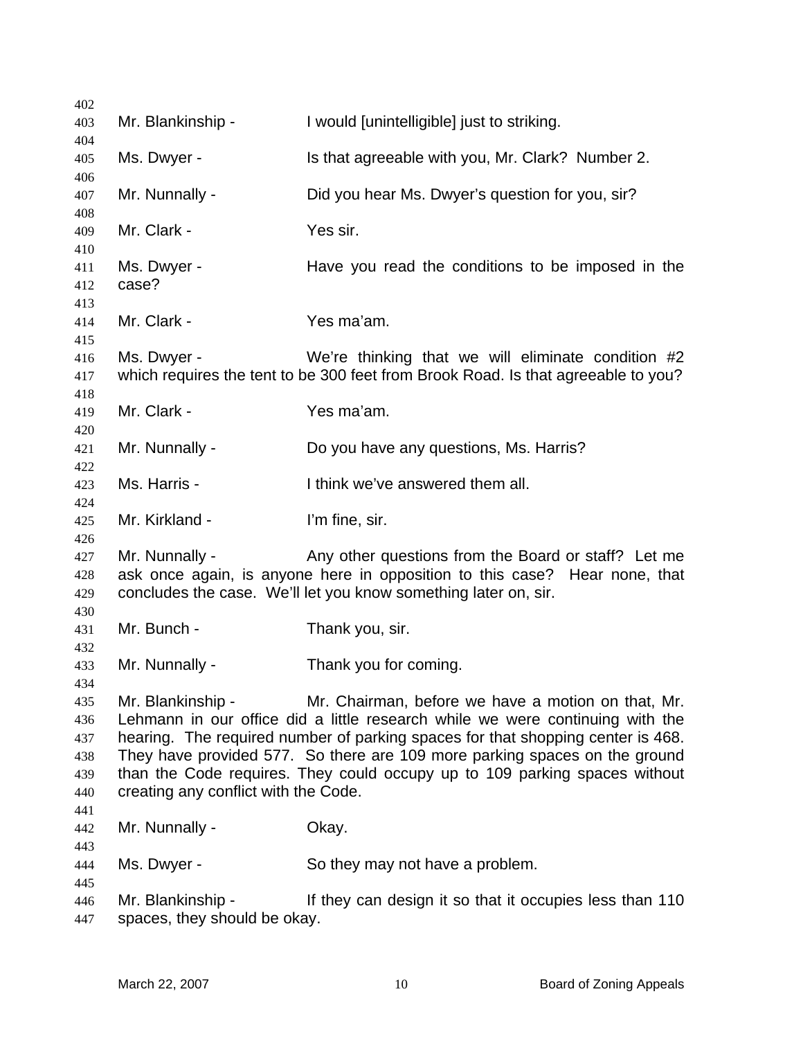Mr. Blankinship - I would [unintelligible] just to striking.

Ms. Dwyer - Is that agreeable with you, Mr. Clark? Number 2.

Mr. Nunnally - Did you hear Ms. Dwyer's question for you, sir?

Mr. Clark - Yes sir.

Ms. Dwyer - Have you read the conditions to be imposed in the case?

Mr. Clark - Yes ma'am.

Ms. Dwyer - We're thinking that we will eliminate condition #2 which requires the tent to be 300 feet from Brook Road. Is that agreeable to you?

Mr. Clark - Yes ma'am.

Mr. Nunnally - Do you have any questions, Ms. Harris?

Ms. Harris - I think we've answered them all.

Mr. Kirkland - I'm fine, sir.

Mr. Nunnally - Any other questions from the Board or staff? Let me ask once again, is anyone here in opposition to this case? Hear none, that concludes the case. We'll let you know something later on, sir.

Mr. Bunch - Thank you, sir.

Mr. Nunnally - Thank you for coming.

Mr. Blankinship - Mr. Chairman, before we have a motion on that, Mr. Lehmann in our office did a little research while we were continuing with the hearing. The required number of parking spaces for that shopping center is 468. They have provided 577. So there are 109 more parking spaces on the ground than the Code requires. They could occupy up to 109 parking spaces without creating any conflict with the Code.

Mr. Nunnally - Okay.

Ms. Dwyer - So they may not have a problem.

Mr. Blankinship - If they can design it so that it occupies less than 110 spaces, they should be okay.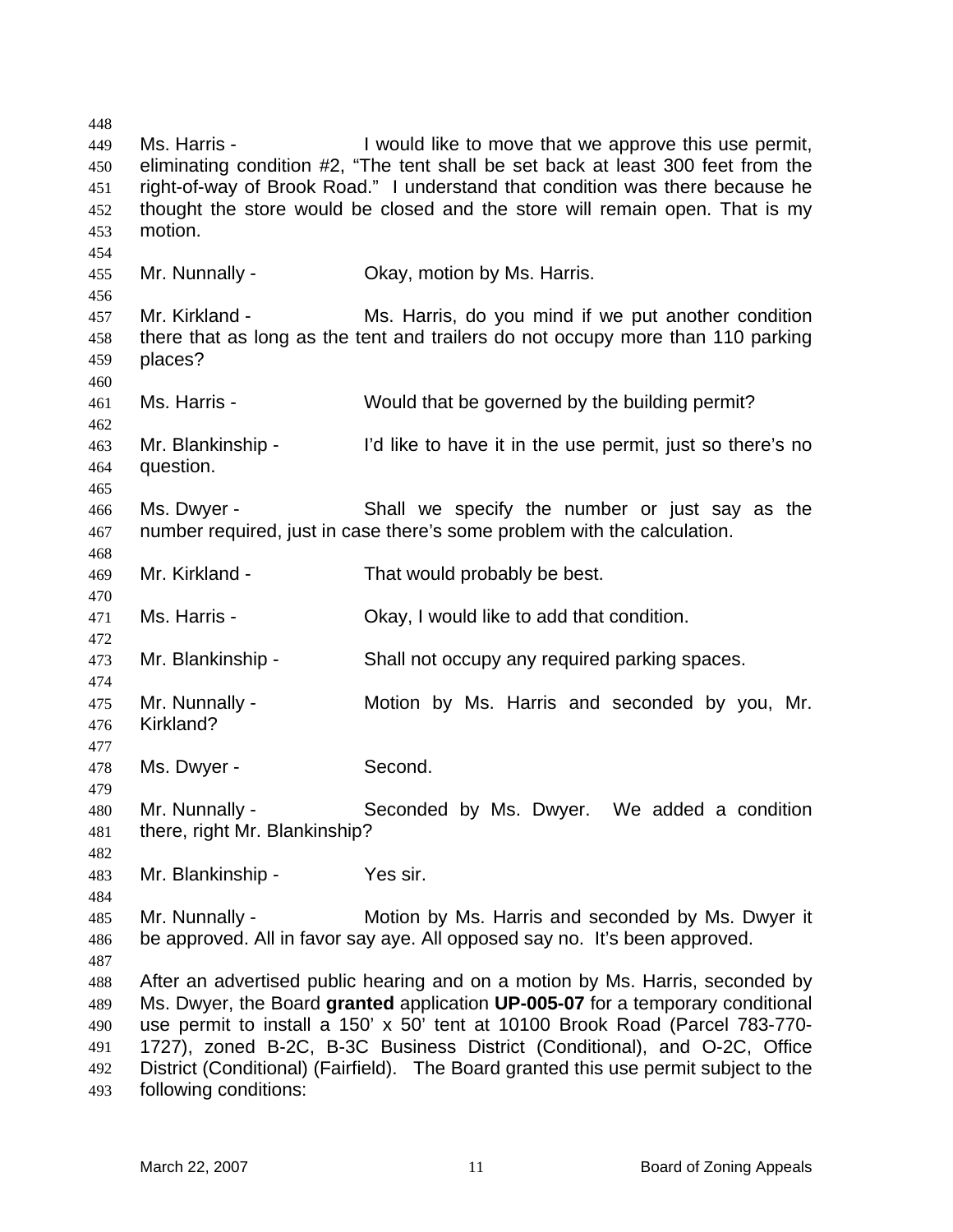Ms. Harris - I would like to move that we approve this use permit, eliminating condition #2, "The tent shall be set back at least 300 feet from the right-of-way of Brook Road." I understand that condition was there because he thought the store would be closed and the store will remain open. That is my motion.

Mr. Nunnally - Okay, motion by Ms. Harris.

Mr. Kirkland - Ms. Harris, do you mind if we put another condition there that as long as the tent and trailers do not occupy more than 110 parking places?

Ms. Harris - Would that be governed by the building permit?

Mr. Blankinship - I'd like to have it in the use permit, just so there's no question.

Ms. Dwyer - Shall we specify the number or just say as the number required, just in case there's some problem with the calculation.

Mr. Kirkland - That would probably be best.

Ms. Harris - Okay, I would like to add that condition.

Mr. Blankinship - Shall not occupy any required parking spaces.

Mr. Nunnally - Motion by Ms. Harris and seconded by you, Mr. Kirkland?

Ms. Dwyer - Second.

Mr. Nunnally - Seconded by Ms. Dwyer. We added a condition there, right Mr. Blankinship?

Mr. Blankinship - Yes sir.

Mr. Nunnally - Motion by Ms. Harris and seconded by Ms. Dwyer it be approved. All in favor say aye. All opposed say no. It's been approved.

After an advertised public hearing and on a motion by Ms. Harris, seconded by Ms. Dwyer, the Board **granted** application **UP-005-07** for a temporary conditional use permit to install a 150' x 50' tent at 10100 Brook Road (Parcel 783-770-1727), zoned B-2C, B-3C Business District (Conditional), and O-2C, Office District (Conditional) (Fairfield). The Board granted this use permit subject to the following conditions: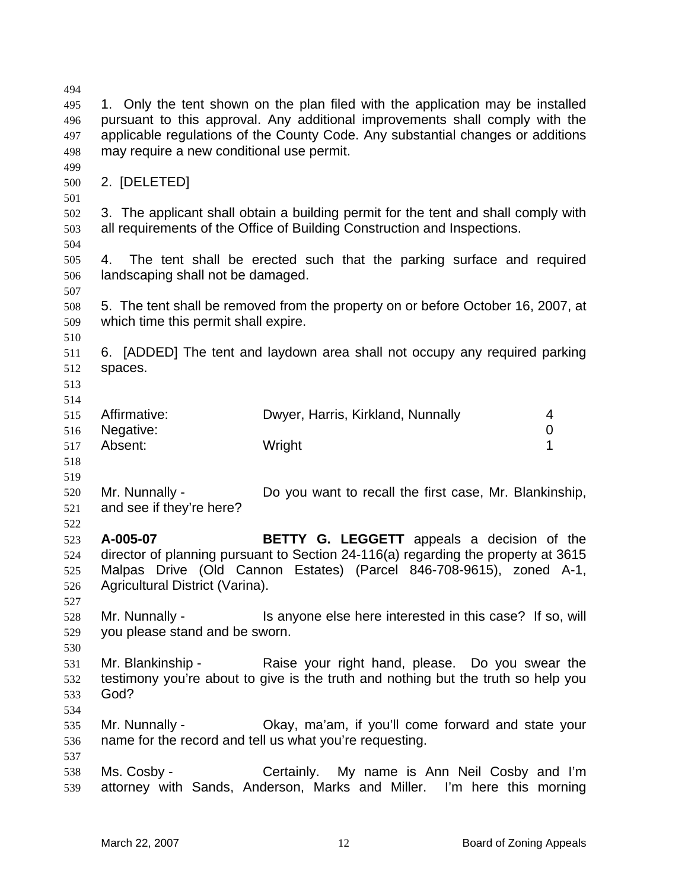1. Only the tent shown on the plan filed with the application may be installed pursuant to this approval. Any additional improvements shall comply with the applicable regulations of the County Code. Any substantial changes or additions may require a new conditional use permit.

2. [DELETED]

3. The applicant shall obtain a building permit for the tent and shall comply with all requirements of the Office of Building Construction and Inspections.

4. The tent shall be erected such that the parking surface and required landscaping shall not be damaged.

5. The tent shall be removed from the property on or before October 16, 2007, at which time this permit shall expire.

6. [ADDED] The tent and laydown area shall not occupy any required parking spaces.

| | | |
|---|---|---|
| Affirmative: | Dwyer, Harris, Kirkland, Nunnally | 4 |
| Negative: | | 0 |
| Absent: | Wright | 1 |

Mr. Nunnally - Do you want to recall the first case, Mr. Blankinship, and see if they're here?

**A-005-07** **BETTY G. LEGGETT** appeals a decision of the director of planning pursuant to Section 24-116(a) regarding the property at 3615 Malpas Drive (Old Cannon Estates) (Parcel 846-708-9615), zoned A-1, Agricultural District (Varina).

Mr. Nunnally - Is anyone else here interested in this case? If so, will you please stand and be sworn.

Mr. Blankinship - Raise your right hand, please. Do you swear the testimony you're about to give is the truth and nothing but the truth so help you God?

Mr. Nunnally - Okay, ma'am, if you'll come forward and state your name for the record and tell us what you're requesting.

Ms. Cosby - Certainly. My name is Ann Neil Cosby and I'm attorney with Sands, Anderson, Marks and Miller. I'm here this morning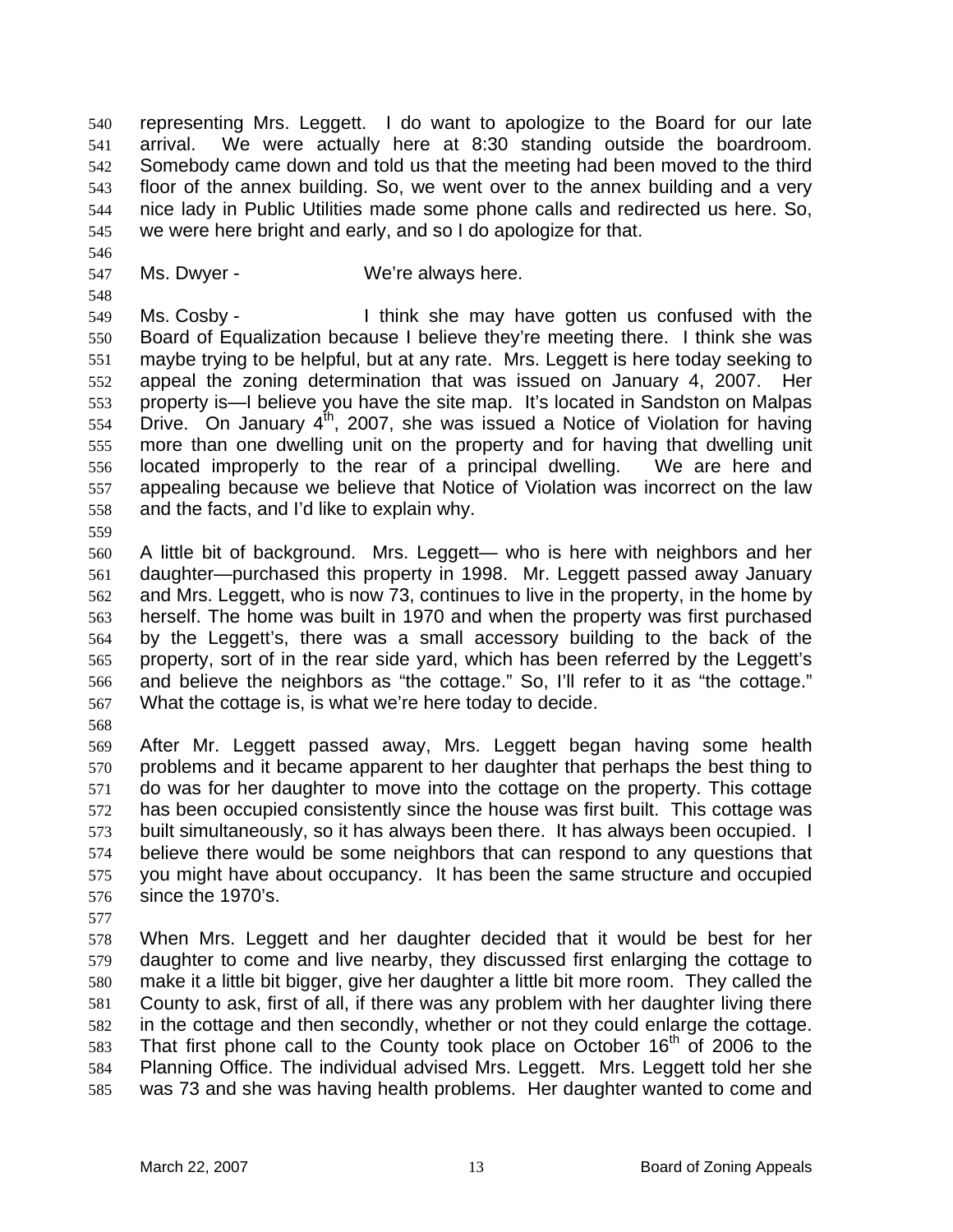representing Mrs. Leggett. I do want to apologize to the Board for our late arrival. We were actually here at 8:30 standing outside the boardroom. Somebody came down and told us that the meeting had been moved to the third floor of the annex building. So, we went over to the annex building and a very nice lady in Public Utilities made some phone calls and redirected us here. So, we were here bright and early, and so I do apologize for that.

Ms. Dwyer - We're always here.

Ms. Cosby - I think she may have gotten us confused with the Board of Equalization because I believe they're meeting there. I think she was maybe trying to be helpful, but at any rate. Mrs. Leggett is here today seeking to appeal the zoning determination that was issued on January 4, 2007. Her property is—I believe you have the site map. It's located in Sandston on Malpas Drive. On January 4th, 2007, she was issued a Notice of Violation for having more than one dwelling unit on the property and for having that dwelling unit located improperly to the rear of a principal dwelling. We are here and appealing because we believe that Notice of Violation was incorrect on the law and the facts, and I'd like to explain why.

A little bit of background. Mrs. Leggett— who is here with neighbors and her daughter—purchased this property in 1998. Mr. Leggett passed away January and Mrs. Leggett, who is now 73, continues to live in the property, in the home by herself. The home was built in 1970 and when the property was first purchased by the Leggett's, there was a small accessory building to the back of the property, sort of in the rear side yard, which has been referred by the Leggett's and believe the neighbors as "the cottage." So, I'll refer to it as "the cottage." What the cottage is, is what we're here today to decide.

After Mr. Leggett passed away, Mrs. Leggett began having some health problems and it became apparent to her daughter that perhaps the best thing to do was for her daughter to move into the cottage on the property. This cottage has been occupied consistently since the house was first built. This cottage was built simultaneously, so it has always been there. It has always been occupied. I believe there would be some neighbors that can respond to any questions that you might have about occupancy. It has been the same structure and occupied since the 1970's.

When Mrs. Leggett and her daughter decided that it would be best for her daughter to come and live nearby, they discussed first enlarging the cottage to make it a little bit bigger, give her daughter a little bit more room. They called the County to ask, first of all, if there was any problem with her daughter living there in the cottage and then secondly, whether or not they could enlarge the cottage. That first phone call to the County took place on October 16th of 2006 to the Planning Office. The individual advised Mrs. Leggett. Mrs. Leggett told her she was 73 and she was having health problems. Her daughter wanted to come and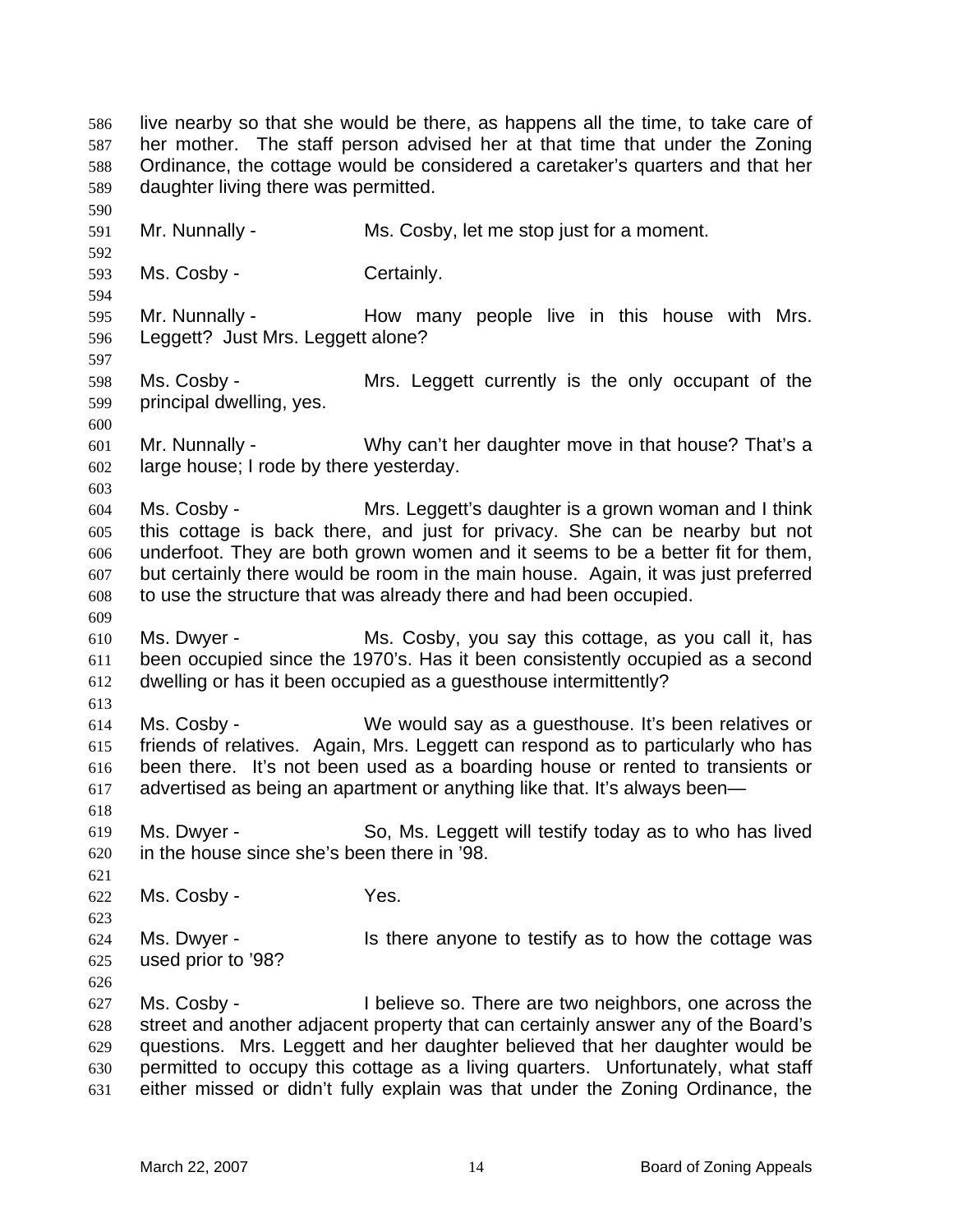live nearby so that she would be there, as happens all the time, to take care of her mother. The staff person advised her at that time that under the Zoning Ordinance, the cottage would be considered a caretaker's quarters and that her daughter living there was permitted.

Mr. Nunnally - Ms. Cosby, let me stop just for a moment.

Ms. Cosby - Certainly.

Mr. Nunnally - How many people live in this house with Mrs. Leggett? Just Mrs. Leggett alone?

Ms. Cosby - Mrs. Leggett currently is the only occupant of the principal dwelling, yes.

Mr. Nunnally - Why can't her daughter move in that house? That's a large house; I rode by there yesterday.

Ms. Cosby - Mrs. Leggett's daughter is a grown woman and I think this cottage is back there, and just for privacy. She can be nearby but not underfoot. They are both grown women and it seems to be a better fit for them, but certainly there would be room in the main house. Again, it was just preferred to use the structure that was already there and had been occupied.

Ms. Dwyer - Ms. Cosby, you say this cottage, as you call it, has been occupied since the 1970's. Has it been consistently occupied as a second dwelling or has it been occupied as a guesthouse intermittently?

Ms. Cosby - We would say as a guesthouse. It's been relatives or friends of relatives. Again, Mrs. Leggett can respond as to particularly who has been there. It's not been used as a boarding house or rented to transients or advertised as being an apartment or anything like that. It's always been—

Ms. Dwyer - So, Ms. Leggett will testify today as to who has lived in the house since she's been there in '98.

Ms. Cosby - Yes.

Ms. Dwyer - Is there anyone to testify as to how the cottage was used prior to '98?

Ms. Cosby - I believe so. There are two neighbors, one across the street and another adjacent property that can certainly answer any of the Board's questions. Mrs. Leggett and her daughter believed that her daughter would be permitted to occupy this cottage as a living quarters. Unfortunately, what staff either missed or didn't fully explain was that under the Zoning Ordinance, the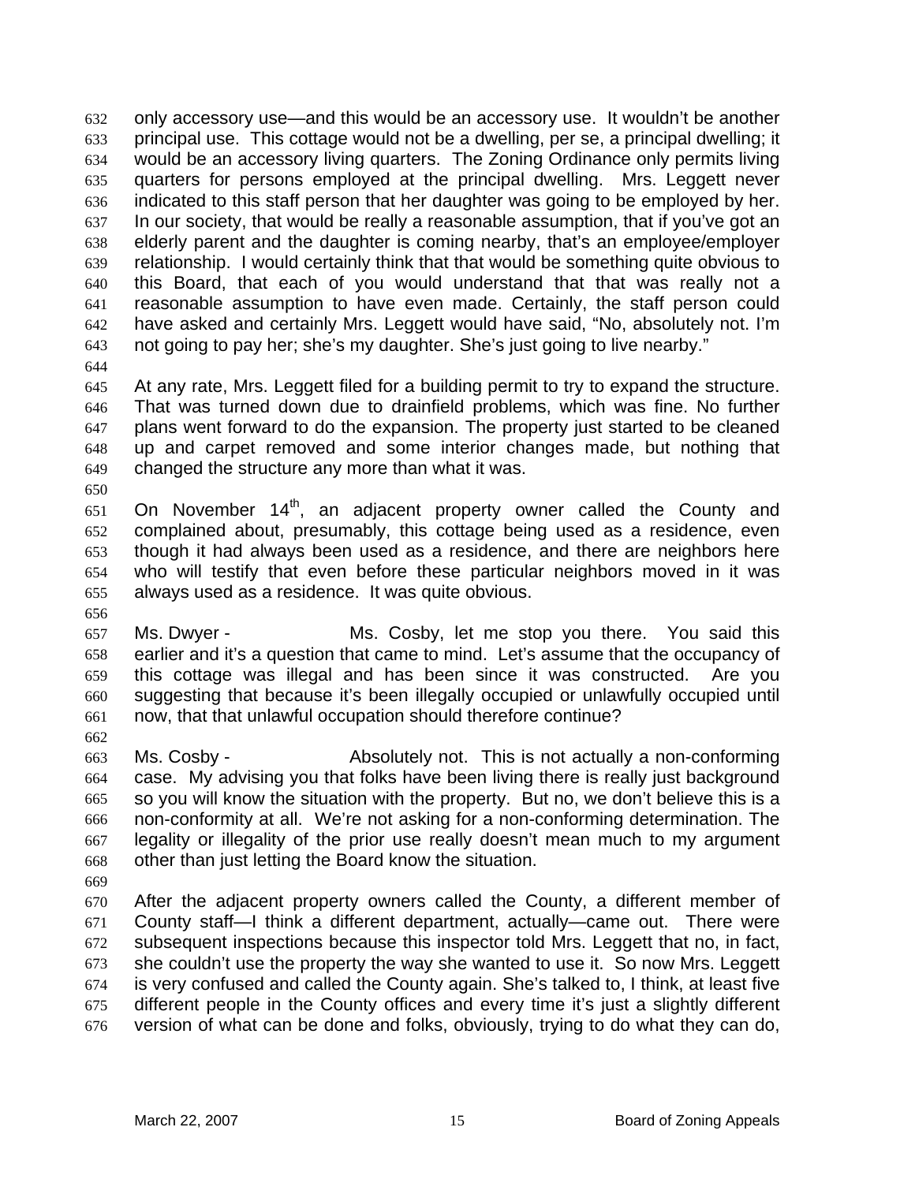only accessory use—and this would be an accessory use. It wouldn't be another principal use. This cottage would not be a dwelling, per se, a principal dwelling; it would be an accessory living quarters. The Zoning Ordinance only permits living quarters for persons employed at the principal dwelling. Mrs. Leggett never indicated to this staff person that her daughter was going to be employed by her. In our society, that would be really a reasonable assumption, that if you've got an elderly parent and the daughter is coming nearby, that's an employee/employer relationship. I would certainly think that that would be something quite obvious to this Board, that each of you would understand that that was really not a reasonable assumption to have even made. Certainly, the staff person could have asked and certainly Mrs. Leggett would have said, "No, absolutely not. I'm not going to pay her; she's my daughter. She's just going to live nearby."

At any rate, Mrs. Leggett filed for a building permit to try to expand the structure. That was turned down due to drainfield problems, which was fine. No further plans went forward to do the expansion. The property just started to be cleaned up and carpet removed and some interior changes made, but nothing that changed the structure any more than what it was.

On November 14th, an adjacent property owner called the County and complained about, presumably, this cottage being used as a residence, even though it had always been used as a residence, and there are neighbors here who will testify that even before these particular neighbors moved in it was always used as a residence. It was quite obvious.

Ms. Dwyer - Ms. Cosby, let me stop you there. You said this earlier and it's a question that came to mind. Let's assume that the occupancy of this cottage was illegal and has been since it was constructed. Are you suggesting that because it's been illegally occupied or unlawfully occupied until now, that that unlawful occupation should therefore continue?

Ms. Cosby - Absolutely not. This is not actually a non-conforming case. My advising you that folks have been living there is really just background so you will know the situation with the property. But no, we don't believe this is a non-conformity at all. We're not asking for a non-conforming determination. The legality or illegality of the prior use really doesn't mean much to my argument other than just letting the Board know the situation.

After the adjacent property owners called the County, a different member of County staff—I think a different department, actually—came out. There were subsequent inspections because this inspector told Mrs. Leggett that no, in fact, she couldn't use the property the way she wanted to use it. So now Mrs. Leggett is very confused and called the County again. She's talked to, I think, at least five different people in the County offices and every time it's just a slightly different version of what can be done and folks, obviously, trying to do what they can do,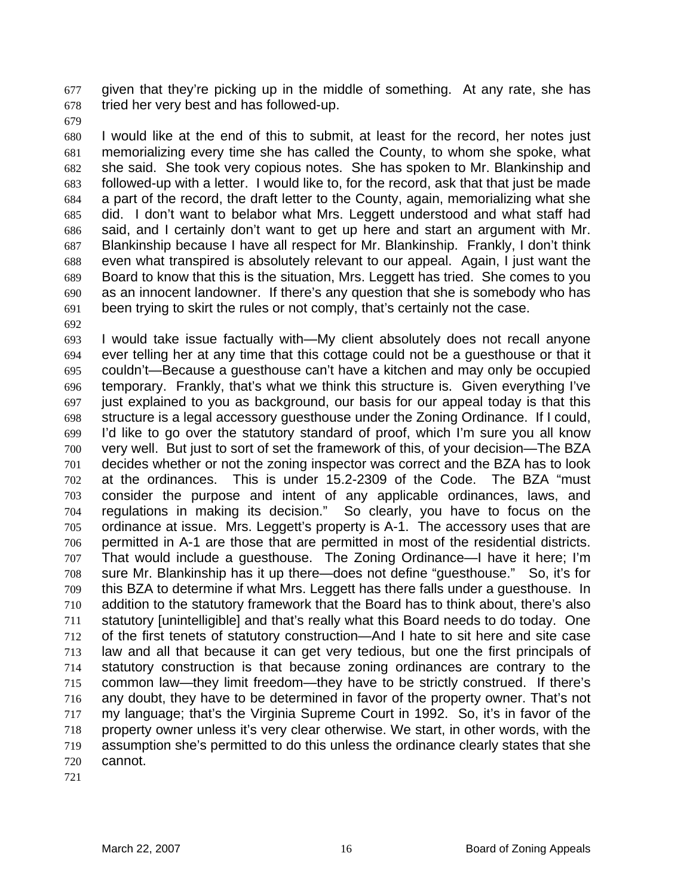given that they're picking up in the middle of something. At any rate, she has tried her very best and has followed-up.

I would like at the end of this to submit, at least for the record, her notes just memorializing every time she has called the County, to whom she spoke, what she said. She took very copious notes. She has spoken to Mr. Blankinship and followed-up with a letter. I would like to, for the record, ask that that just be made a part of the record, the draft letter to the County, again, memorializing what she did. I don't want to belabor what Mrs. Leggett understood and what staff had said, and I certainly don't want to get up here and start an argument with Mr. Blankinship because I have all respect for Mr. Blankinship. Frankly, I don't think even what transpired is absolutely relevant to our appeal. Again, I just want the Board to know that this is the situation, Mrs. Leggett has tried. She comes to you as an innocent landowner. If there's any question that she is somebody who has been trying to skirt the rules or not comply, that's certainly not the case.

I would take issue factually with—My client absolutely does not recall anyone ever telling her at any time that this cottage could not be a guesthouse or that it couldn't—Because a guesthouse can't have a kitchen and may only be occupied temporary. Frankly, that's what we think this structure is. Given everything I've just explained to you as background, our basis for our appeal today is that this structure is a legal accessory guesthouse under the Zoning Ordinance. If I could, I'd like to go over the statutory standard of proof, which I'm sure you all know very well. But just to sort of set the framework of this, of your decision—The BZA decides whether or not the zoning inspector was correct and the BZA has to look at the ordinances. This is under 15.2-2309 of the Code. The BZA "must consider the purpose and intent of any applicable ordinances, laws, and regulations in making its decision." So clearly, you have to focus on the ordinance at issue. Mrs. Leggett's property is A-1. The accessory uses that are permitted in A-1 are those that are permitted in most of the residential districts. That would include a guesthouse. The Zoning Ordinance—I have it here; I'm sure Mr. Blankinship has it up there—does not define "guesthouse." So, it's for this BZA to determine if what Mrs. Leggett has there falls under a guesthouse. In addition to the statutory framework that the Board has to think about, there's also statutory [unintelligible] and that's really what this Board needs to do today. One of the first tenets of statutory construction—And I hate to sit here and site case law and all that because it can get very tedious, but one the first principals of statutory construction is that because zoning ordinances are contrary to the common law—they limit freedom—they have to be strictly construed. If there's any doubt, they have to be determined in favor of the property owner. That's not my language; that's the Virginia Supreme Court in 1992. So, it's in favor of the property owner unless it's very clear otherwise. We start, in other words, with the assumption she's permitted to do this unless the ordinance clearly states that she cannot.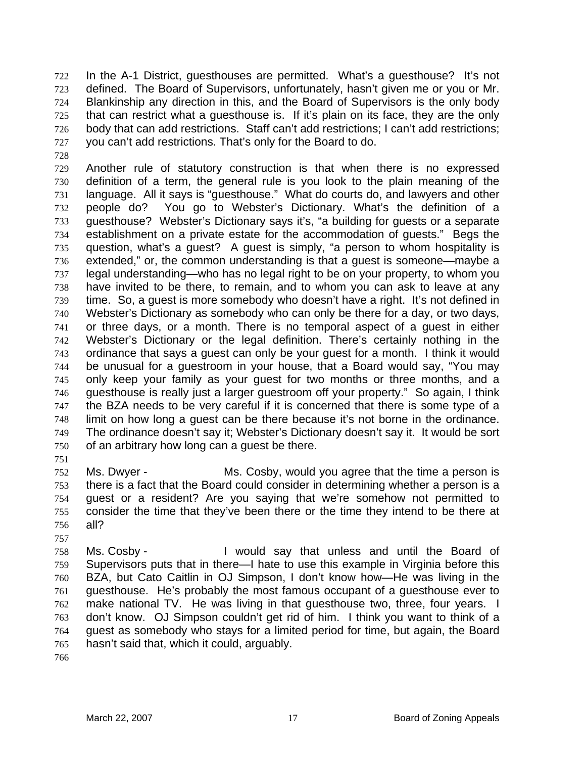In the A-1 District, guesthouses are permitted. What's a guesthouse? It's not defined. The Board of Supervisors, unfortunately, hasn't given me or you or Mr. Blankinship any direction in this, and the Board of Supervisors is the only body that can restrict what a guesthouse is. If it's plain on its face, they are the only body that can add restrictions. Staff can't add restrictions; I can't add restrictions; you can't add restrictions. That's only for the Board to do.

Another rule of statutory construction is that when there is no expressed definition of a term, the general rule is you look to the plain meaning of the language. All it says is "guesthouse." What do courts do, and lawyers and other people do? You go to Webster's Dictionary. What's the definition of a guesthouse? Webster's Dictionary says it's, "a building for guests or a separate establishment on a private estate for the accommodation of guests." Begs the question, what's a guest? A guest is simply, "a person to whom hospitality is extended," or, the common understanding is that a guest is someone—maybe a legal understanding—who has no legal right to be on your property, to whom you have invited to be there, to remain, and to whom you can ask to leave at any time. So, a guest is more somebody who doesn't have a right. It's not defined in Webster's Dictionary as somebody who can only be there for a day, or two days, or three days, or a month. There is no temporal aspect of a guest in either Webster's Dictionary or the legal definition. There's certainly nothing in the ordinance that says a guest can only be your guest for a month. I think it would be unusual for a guestroom in your house, that a Board would say, "You may only keep your family as your guest for two months or three months, and a guesthouse is really just a larger guestroom off your property." So again, I think the BZA needs to be very careful if it is concerned that there is some type of a limit on how long a guest can be there because it's not borne in the ordinance. The ordinance doesn't say it; Webster's Dictionary doesn't say it. It would be sort of an arbitrary how long can a guest be there.

Ms. Dwyer - Ms. Cosby, would you agree that the time a person is there is a fact that the Board could consider in determining whether a person is a guest or a resident? Are you saying that we're somehow not permitted to consider the time that they've been there or the time they intend to be there at all?

Ms. Cosby - I would say that unless and until the Board of Supervisors puts that in there—I hate to use this example in Virginia before this BZA, but Cato Caitlin in OJ Simpson, I don't know how—He was living in the guesthouse. He's probably the most famous occupant of a guesthouse ever to make national TV. He was living in that guesthouse two, three, four years. I don't know. OJ Simpson couldn't get rid of him. I think you want to think of a guest as somebody who stays for a limited period for time, but again, the Board hasn't said that, which it could, arguably.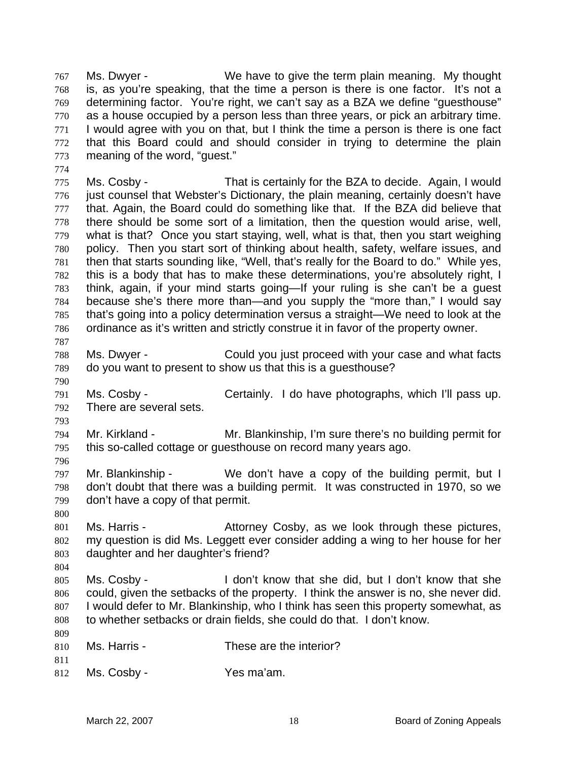767 Ms. Dwyer - We have to give the term plain meaning. My thought
768 is, as you're speaking, that the time a person is there is one factor. It's not a
769 determining factor. You're right, we can't say as a BZA we define "guesthouse"
770 as a house occupied by a person less than three years, or pick an arbitrary time.
771 I would agree with you on that, but I think the time a person is there is one fact
772 that this Board could and should consider in trying to determine the plain
773 meaning of the word, "guest."
774
775 Ms. Cosby - That is certainly for the BZA to decide. Again, I would
776 just counsel that Webster's Dictionary, the plain meaning, certainly doesn't have
777 that. Again, the Board could do something like that. If the BZA did believe that
778 there should be some sort of a limitation, then the question would arise, well,
779 what is that? Once you start staying, well, what is that, then you start weighing
780 policy. Then you start sort of thinking about health, safety, welfare issues, and
781 then that starts sounding like, "Well, that's really for the Board to do." While yes,
782 this is a body that has to make these determinations, you're absolutely right, I
783 think, again, if your mind starts going—If your ruling is she can't be a guest
784 because she's there more than—and you supply the "more than," I would say
785 that's going into a policy determination versus a straight—We need to look at the
786 ordinance as it's written and strictly construe it in favor of the property owner.
787
788 Ms. Dwyer - Could you just proceed with your case and what facts
789 do you want to present to show us that this is a guesthouse?
790
791 Ms. Cosby - Certainly. I do have photographs, which I'll pass up.
792 There are several sets.
793
794 Mr. Kirkland - Mr. Blankinship, I'm sure there's no building permit for
795 this so-called cottage or guesthouse on record many years ago.
796
797 Mr. Blankinship - We don't have a copy of the building permit, but I
798 don't doubt that there was a building permit. It was constructed in 1970, so we
799 don't have a copy of that permit.
800
801 Ms. Harris - Attorney Cosby, as we look through these pictures,
802 my question is did Ms. Leggett ever consider adding a wing to her house for her
803 daughter and her daughter's friend?
804
805 Ms. Cosby - I don't know that she did, but I don't know that she
806 could, given the setbacks of the property. I think the answer is no, she never did.
807 I would defer to Mr. Blankinship, who I think has seen this property somewhat, as
808 to whether setbacks or drain fields, she could do that. I don't know.
809
810 Ms. Harris - These are the interior?
811
812 Ms. Cosby - Yes ma'am.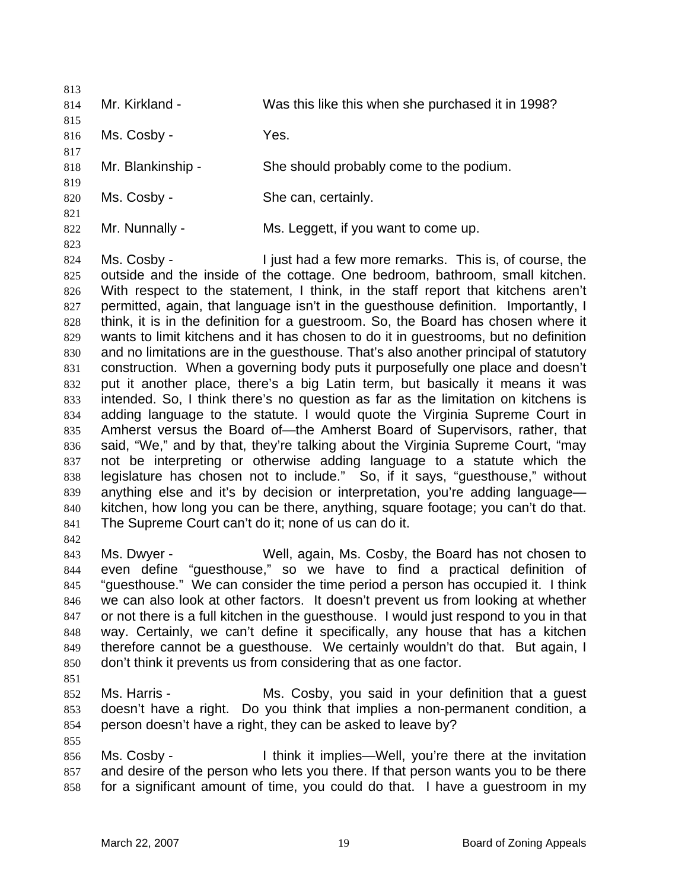Mr. Kirkland - Was this like this when she purchased it in 1998?

Ms. Cosby - Yes.

Mr. Blankinship - She should probably come to the podium.

Ms. Cosby - She can, certainly.

Mr. Nunnally - Ms. Leggett, if you want to come up.

Ms. Cosby - I just had a few more remarks. This is, of course, the outside and the inside of the cottage. One bedroom, bathroom, small kitchen. With respect to the statement, I think, in the staff report that kitchens aren't permitted, again, that language isn't in the guesthouse definition. Importantly, I think, it is in the definition for a guestroom. So, the Board has chosen where it wants to limit kitchens and it has chosen to do it in guestrooms, but no definition and no limitations are in the guesthouse. That's also another principal of statutory construction. When a governing body puts it purposefully one place and doesn't put it another place, there's a big Latin term, but basically it means it was intended. So, I think there's no question as far as the limitation on kitchens is adding language to the statute. I would quote the Virginia Supreme Court in Amherst versus the Board of—the Amherst Board of Supervisors, rather, that said, "We," and by that, they're talking about the Virginia Supreme Court, "may not be interpreting or otherwise adding language to a statute which the legislature has chosen not to include." So, if it says, "guesthouse," without anything else and it's by decision or interpretation, you're adding language—kitchen, how long you can be there, anything, square footage; you can't do that. The Supreme Court can't do it; none of us can do it.

Ms. Dwyer - Well, again, Ms. Cosby, the Board has not chosen to even define "guesthouse," so we have to find a practical definition of "guesthouse." We can consider the time period a person has occupied it. I think we can also look at other factors. It doesn't prevent us from looking at whether or not there is a full kitchen in the guesthouse. I would just respond to you in that way. Certainly, we can't define it specifically, any house that has a kitchen therefore cannot be a guesthouse. We certainly wouldn't do that. But again, I don't think it prevents us from considering that as one factor.

Ms. Harris - Ms. Cosby, you said in your definition that a guest doesn't have a right. Do you think that implies a non-permanent condition, a person doesn't have a right, they can be asked to leave by?

Ms. Cosby - I think it implies—Well, you're there at the invitation and desire of the person who lets you there. If that person wants you to be there for a significant amount of time, you could do that. I have a guestroom in my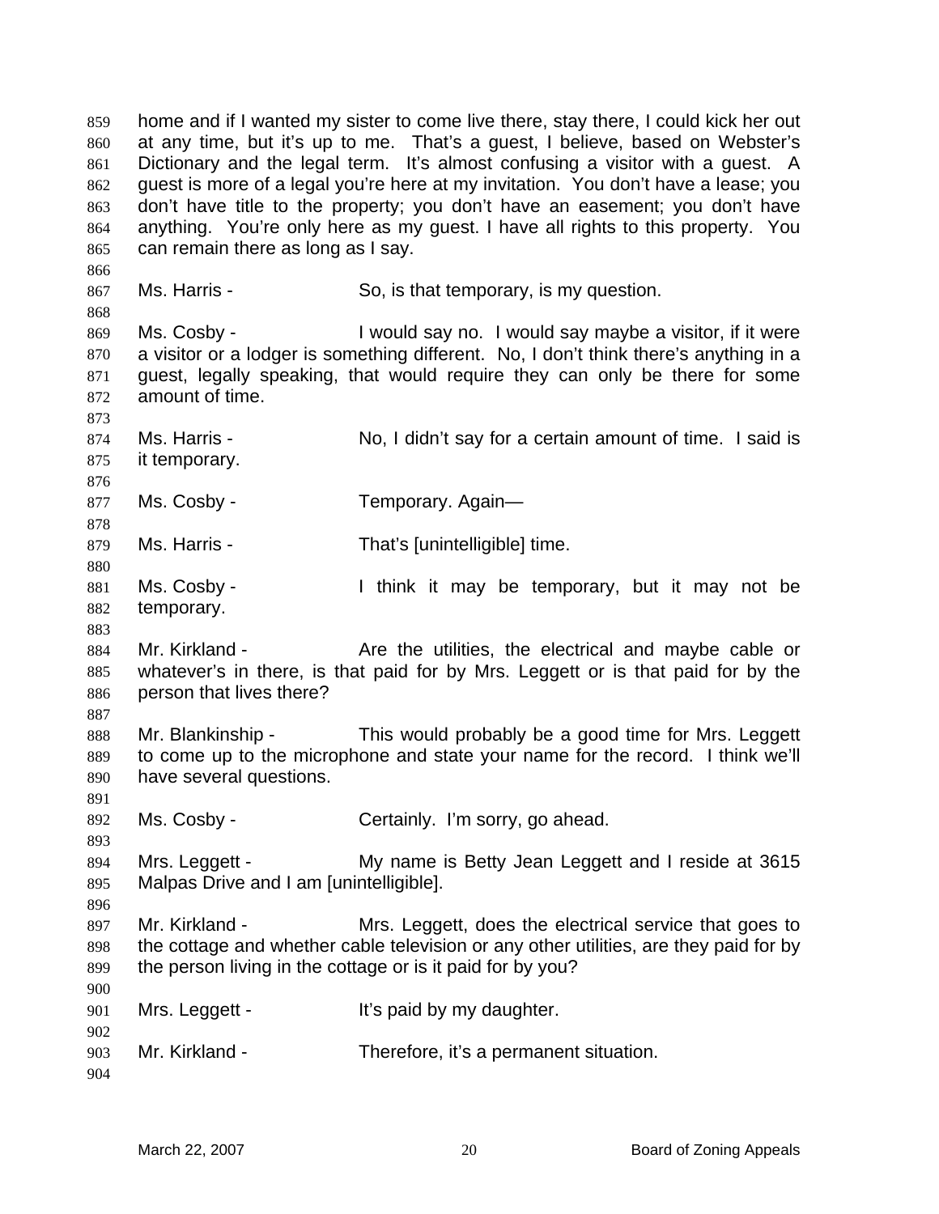home and if I wanted my sister to come live there, stay there, I could kick her out at any time, but it's up to me. That's a guest, I believe, based on Webster's Dictionary and the legal term. It's almost confusing a visitor with a guest. A guest is more of a legal you're here at my invitation. You don't have a lease; you don't have title to the property; you don't have an easement; you don't have anything. You're only here as my guest. I have all rights to this property. You can remain there as long as I say.

Ms. Harris - So, is that temporary, is my question.

Ms. Cosby - I would say no. I would say maybe a visitor, if it were a visitor or a lodger is something different. No, I don't think there's anything in a guest, legally speaking, that would require they can only be there for some amount of time.

Ms. Harris - No, I didn't say for a certain amount of time. I said is it temporary.

Ms. Cosby - Temporary. Again—

Ms. Harris - That's [unintelligible] time.

Ms. Cosby - I think it may be temporary, but it may not be temporary.

Mr. Kirkland - Are the utilities, the electrical and maybe cable or whatever's in there, is that paid for by Mrs. Leggett or is that paid for by the person that lives there?

Mr. Blankinship - This would probably be a good time for Mrs. Leggett to come up to the microphone and state your name for the record. I think we'll have several questions.

Ms. Cosby - Certainly. I'm sorry, go ahead.

Mrs. Leggett - My name is Betty Jean Leggett and I reside at 3615 Malpas Drive and I am [unintelligible].

Mr. Kirkland - Mrs. Leggett, does the electrical service that goes to the cottage and whether cable television or any other utilities, are they paid for by the person living in the cottage or is it paid for by you?

Mrs. Leggett - It's paid by my daughter.

Mr. Kirkland - Therefore, it's a permanent situation.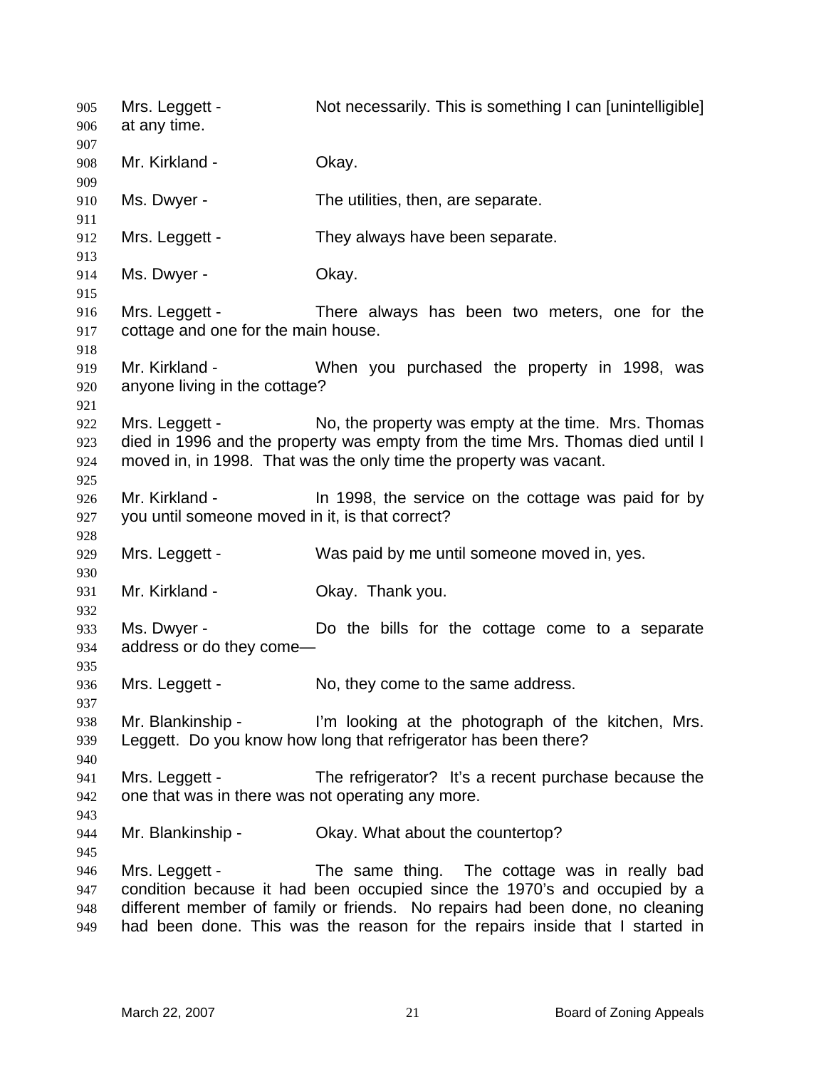Mrs. Leggett - Not necessarily. This is something I can [unintelligible] at any time.

Mr. Kirkland - Okay.

Ms. Dwyer - The utilities, then, are separate.

Mrs. Leggett - They always have been separate.

Ms. Dwyer - Okay.

Mrs. Leggett - There always has been two meters, one for the cottage and one for the main house.

Mr. Kirkland - When you purchased the property in 1998, was anyone living in the cottage?

Mrs. Leggett - No, the property was empty at the time. Mrs. Thomas died in 1996 and the property was empty from the time Mrs. Thomas died until I moved in, in 1998. That was the only time the property was vacant.

Mr. Kirkland - In 1998, the service on the cottage was paid for by you until someone moved in it, is that correct?

Mrs. Leggett - Was paid by me until someone moved in, yes.

Mr. Kirkland - Okay. Thank you.

Ms. Dwyer - Do the bills for the cottage come to a separate address or do they come—

Mrs. Leggett - No, they come to the same address.

Mr. Blankinship - I'm looking at the photograph of the kitchen, Mrs. Leggett. Do you know how long that refrigerator has there?

Mrs. Leggett - The refrigerator? It's a recent purchase because the one that was in there was not operating any more.

Mr. Blankinship - Okay. What about the countertop?

Mrs. Leggett - The same thing. The cottage was in really bad condition because it had been occupied since the 1970's and occupied by a different member of family or friends. No repairs had been done, no cleaning had been done. This was the reason for the repairs inside that I started in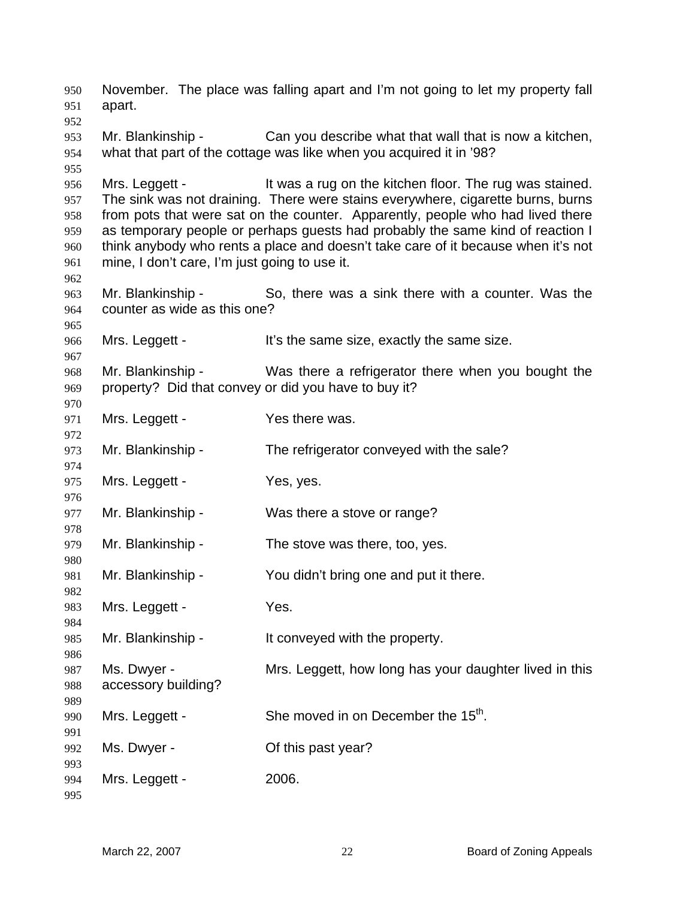November. The place was falling apart and I'm not going to let my property fall apart.

Mr. Blankinship - Can you describe what that wall that is now a kitchen, what that part of the cottage was like when you acquired it in '98?

Mrs. Leggett - It was a rug on the kitchen floor. The rug was stained. The sink was not draining. There were stains everywhere, cigarette burns, burns from pots that were sat on the counter. Apparently, people who had lived there as temporary people or perhaps guests had probably the same kind of reaction I think anybody who rents a place and doesn't take care of it because when it's not mine, I don't care, I'm just going to use it.

Mr. Blankinship - So, there was a sink there with a counter. Was the counter as wide as this one?

Mrs. Leggett - It's the same size, exactly the same size.

Mr. Blankinship - Was there a refrigerator there when you bought the property? Did that convey or did you have to buy it?

Mrs. Leggett - Yes there was.

Mr. Blankinship - The refrigerator conveyed with the sale?

Mrs. Leggett - Yes, yes.

Mr. Blankinship - Was there a stove or range?

Mr. Blankinship - The stove was there, too, yes.

Mr. Blankinship - You didn't bring one and put it there.

Mrs. Leggett - Yes.

Mr. Blankinship - It conveyed with the property.

Ms. Dwyer - Mrs. Leggett, how long has your daughter lived in this accessory building?

Mrs. Leggett - She moved in on December the 15th.

Ms. Dwyer - Of this past year?

Mrs. Leggett - 2006.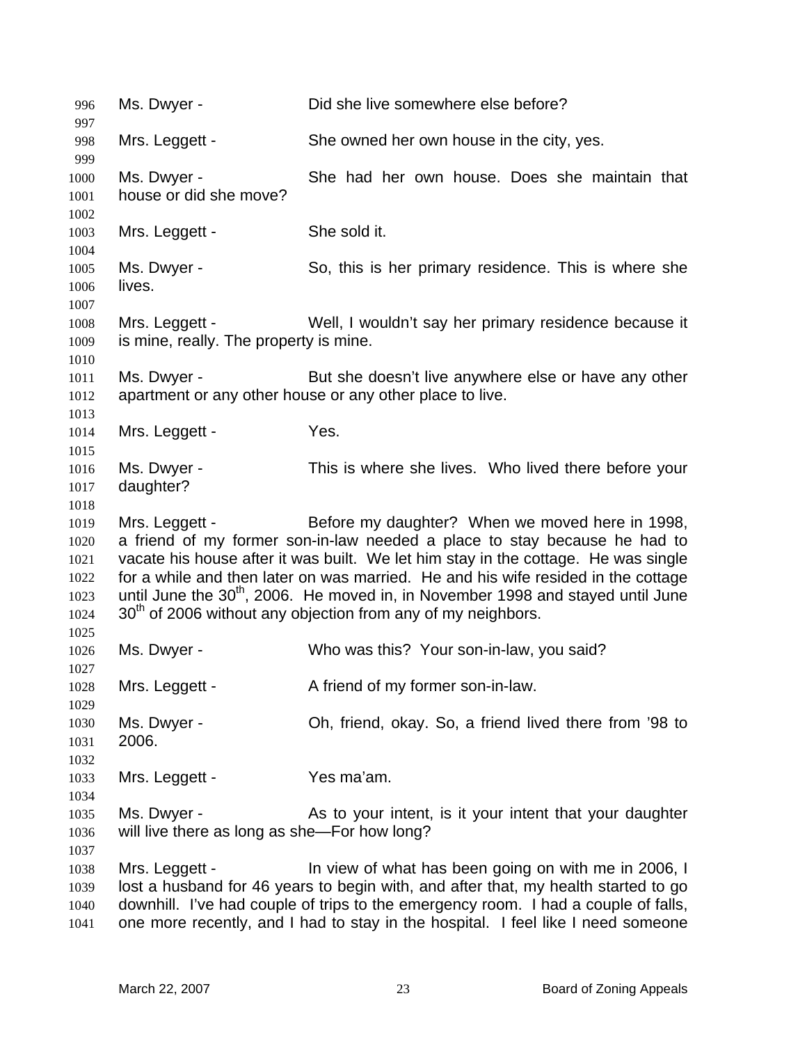Ms. Dwyer - Did she live somewhere else before?

Mrs. Leggett - She owned her own house in the city, yes.

Ms. Dwyer - She had her own house. Does she maintain that house or did she move?

Mrs. Leggett - She sold it.

Ms. Dwyer - So, this is her primary residence. This is where she lives.

Mrs. Leggett - Well, I wouldn't say her primary residence because it is mine, really. The property is mine.

Ms. Dwyer - But she doesn't live anywhere else or have any other apartment or any other house or any other place to live.

Mrs. Leggett - Yes.

Ms. Dwyer - This is where she lives. Who lived there before your daughter?

Mrs. Leggett - Before my daughter? When we moved here in 1998, a friend of my former son-in-law needed a place to stay because he had to vacate his house after it was built. We let him stay in the cottage. He was single for a while and then later on was married. He and his wife resided in the cottage until June the 30th, 2006. He moved in, in November 1998 and stayed until June 30th of 2006 without any objection from any of my neighbors.

Ms. Dwyer - Who was this? Your son-in-law, you said?

Mrs. Leggett - A friend of my former son-in-law.

Ms. Dwyer - Oh, friend, okay. So, a friend lived there from '98 to 2006.

Mrs. Leggett - Yes ma'am.

Ms. Dwyer - As to your intent, is it your intent that your daughter will live there as long as she—For how long?

Mrs. Leggett - In view of what has been going on with me in 2006, I lost a husband for 46 years to begin with, and after that, my health started to go downhill. I've had couple of trips to the emergency room. I had a couple of falls, one more recently, and I had to stay in the hospital. I feel like I need someone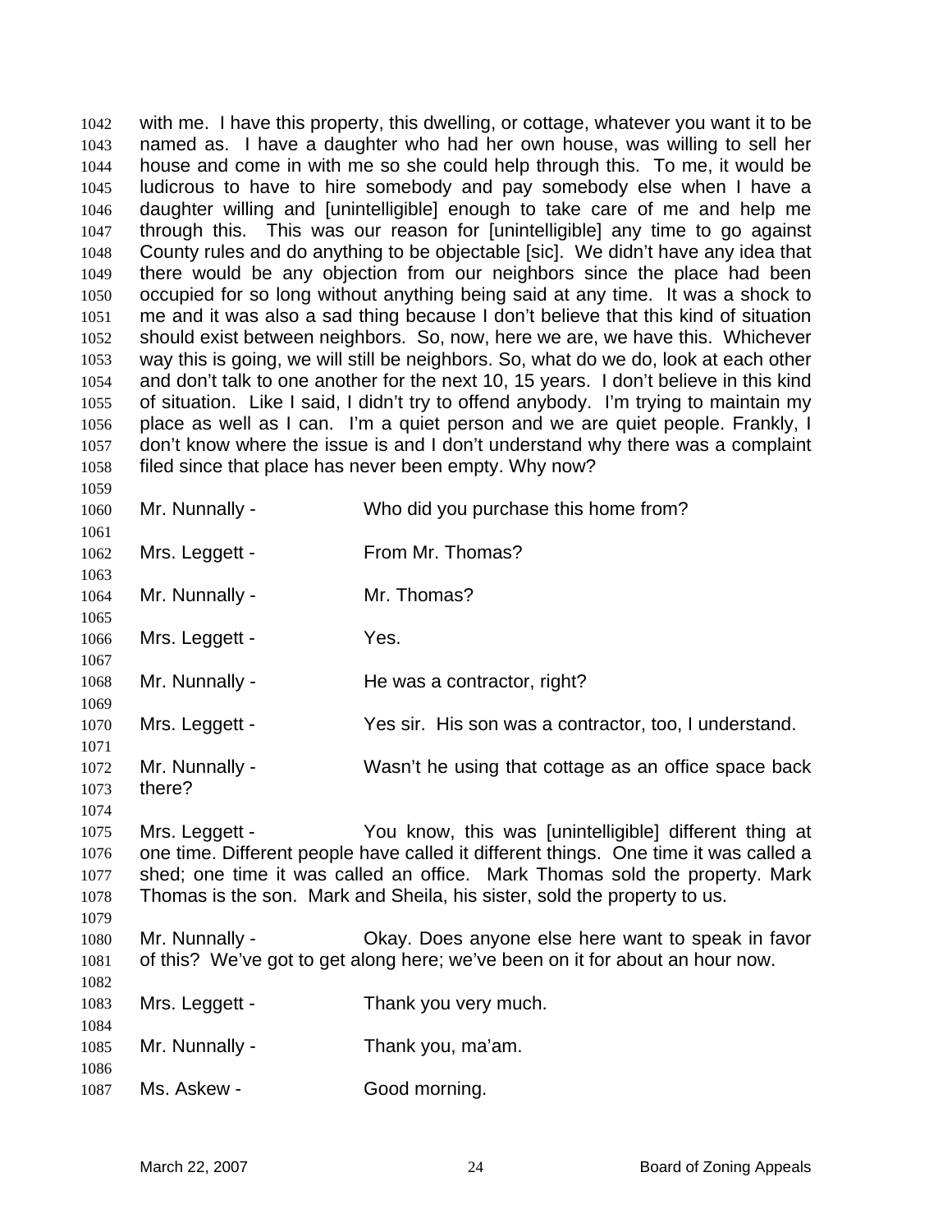with me. I have this property, this dwelling, or cottage, whatever you want it to be named as. I have a daughter who had her own house, was willing to sell her house and come in with me so she could help through this. To me, it would be ludicrous to have to hire somebody and pay somebody else when I have a daughter willing and [unintelligible] enough to take care of me and help me through this. This was our reason for [unintelligible] any time to go against County rules and do anything to be objectable [sic]. We didn't have any idea that there would be any objection from our neighbors since the place had been occupied for so long without anything being said at any time. It was a shock to me and it was also a sad thing because I don't believe that this kind of situation should exist between neighbors. So, now, here we are, we have this. Whichever way this is going, we will still be neighbors. So, what do we do, look at each other and don't talk to one another for the next 10, 15 years. I don't believe in this kind of situation. Like I said, I didn't try to offend anybody. I'm trying to maintain my place as well as I can. I'm a quiet person and we are quiet people. Frankly, I don't know where the issue is and I don't understand why there was a complaint filed since that place has never been empty. Why now?

Mr. Nunnally - Who did you purchase this home from?

Mrs. Leggett - From Mr. Thomas?

Mr. Nunnally - Mr. Thomas?

Mrs. Leggett - Yes.

Mr. Nunnally - He was a contractor, right?

Mrs. Leggett - Yes sir. His son was a contractor, too, I understand.

Mr. Nunnally - Wasn't he using that cottage as an office space back there?

Mrs. Leggett - You know, this was [unintelligible] different thing at one time. Different people have called it different things. One time it was called a shed; one time it was called an office. Mark Thomas sold the property. Mark Thomas is the son. Mark and Sheila, his sister, sold the property to us.

Mr. Nunnally - Okay. Does anyone else here want to speak in favor of this? We've got to get along here; we've been on it for about an hour now.

Mrs. Leggett - Thank you very much.

Mr. Nunnally - Thank you, ma'am.

Ms. Askew - Good morning.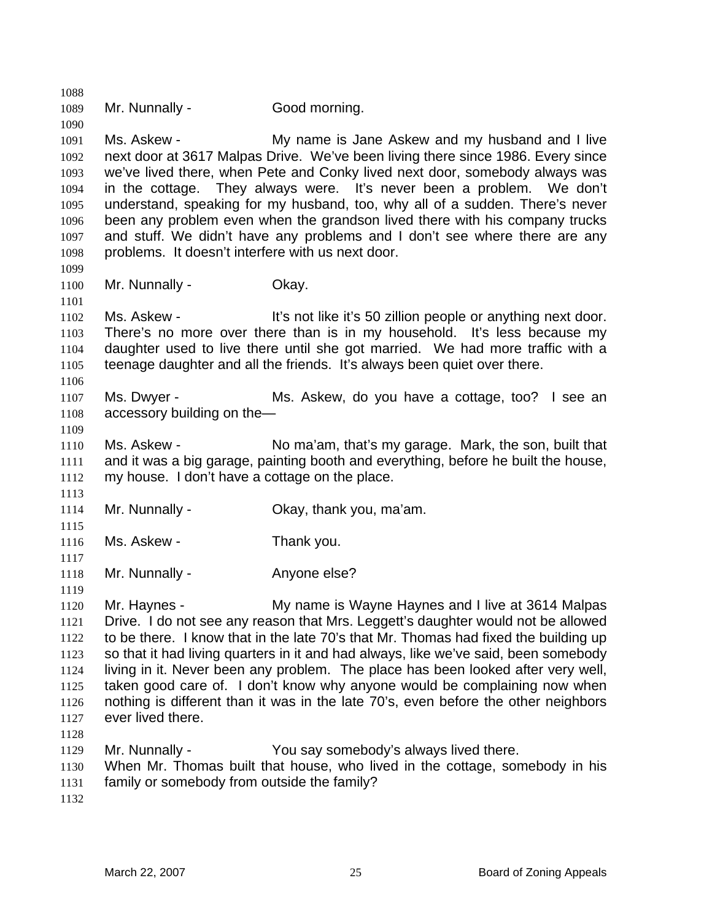Mr. Nunnally - Good morning.

Ms. Askew - My name is Jane Askew and my husband and I live next door at 3617 Malpas Drive. We've been living there since 1986. Every since we've lived there, when Pete and Conky lived next door, somebody always was in the cottage. They always were. It's never been a problem. We don't understand, speaking for my husband, too, why all of a sudden. There's never been any problem even when the grandson lived there with his company trucks and stuff. We didn't have any problems and I don't see where there are any problems. It doesn't interfere with us next door.

Mr. Nunnally - Okay.

Ms. Askew - It's not like it's 50 zillion people or anything next door. There's no more over there than is in my household. It's less because my daughter used to live there until she got married. We had more traffic with a teenage daughter and all the friends. It's always been quiet over there.

Ms. Dwyer - Ms. Askew, do you have a cottage, too? I see an accessory building on the—

Ms. Askew - No ma'am, that's my garage. Mark, the son, built that and it was a big garage, painting booth and everything, before he built the house, my house. I don't have a cottage on the place.

Mr. Nunnally - Okay, thank you, ma'am.

Ms. Askew - Thank you.

Mr. Nunnally - Anyone else?

Mr. Haynes - My name is Wayne Haynes and I live at 3614 Malpas Drive. I do not see any reason that Mrs. Leggett's daughter would not be allowed to be there. I know that in the late 70's that Mr. Thomas had fixed the building up so that it had living quarters in it and had always, like we've said, been somebody living in it. Never been any problem. The place has been looked after very well, taken good care of. I don't know why anyone would be complaining now when nothing is different than it was in the late 70's, even before the other neighbors ever lived there.

Mr. Nunnally - You say somebody's always lived there. When Mr. Thomas built that house, who lived in the cottage, somebody in his family or somebody from outside the family?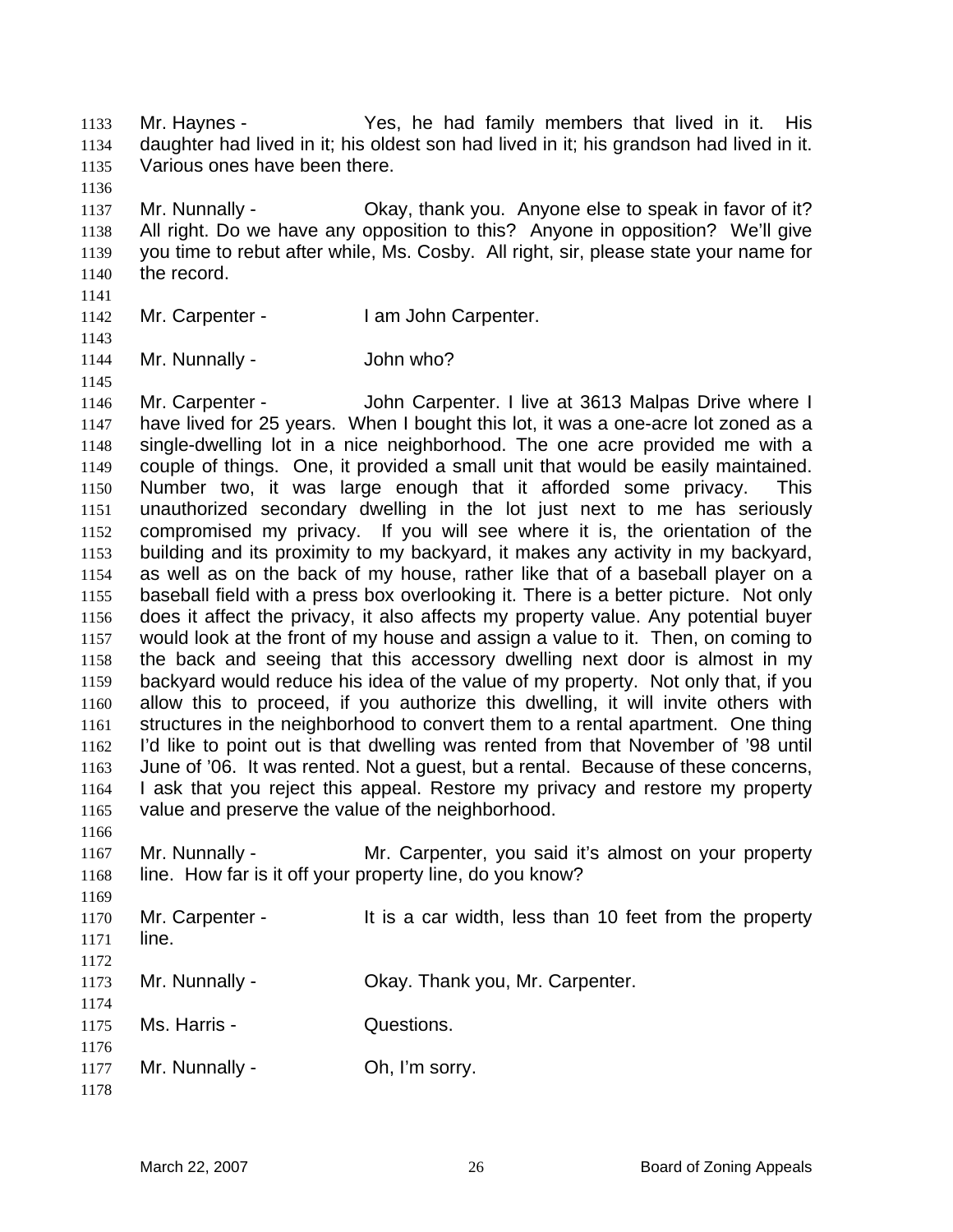Mr. Haynes - Yes, he had family members that lived in it. His daughter had lived in it; his oldest son had lived in it; his grandson had lived in it. Various ones have been there.

Mr. Nunnally - Okay, thank you. Anyone else to speak in favor of it? All right. Do we have any opposition to this? Anyone in opposition? We'll give you time to rebut after while, Ms. Cosby. All right, sir, please state your name for the record.

Mr. Carpenter - I am John Carpenter.

Mr. Nunnally - John who?

Mr. Carpenter - John Carpenter. I live at 3613 Malpas Drive where I have lived for 25 years. When I bought this lot, it was a one-acre lot zoned as a single-dwelling lot in a nice neighborhood. The one acre provided me with a couple of things. One, it provided a small unit that would be easily maintained. Number two, it was large enough that it afforded some privacy. This unauthorized secondary dwelling in the lot just next to me has seriously compromised my privacy. If you will see where it is, the orientation of the building and its proximity to my backyard, it makes any activity in my backyard, as well as on the back of my house, rather like that of a baseball player on a baseball field with a press box overlooking it. There is a better picture. Not only does it affect the privacy, it also affects my property value. Any potential buyer would look at the front of my house and assign a value to it. Then, on coming to the back and seeing that this accessory dwelling next door is almost in my backyard would reduce his idea of the value of my property. Not only that, if you allow this to proceed, if you authorize this dwelling, it will invite others with structures in the neighborhood to convert them to a rental apartment. One thing I'd like to point out is that dwelling was rented from that November of '98 until June of '06. It was rented. Not a guest, but a rental. Because of these concerns, I ask that you reject this appeal. Restore my privacy and restore my property value and preserve the value of the neighborhood.

Mr. Nunnally - Mr. Carpenter, you said it's almost on your property line. How far is it off your property line, do you know?

Mr. Carpenter - It is a car width, less than 10 feet from the property line.

Mr. Nunnally - Okay. Thank you, Mr. Carpenter.

Ms. Harris - Questions.

Mr. Nunnally - Oh, I'm sorry.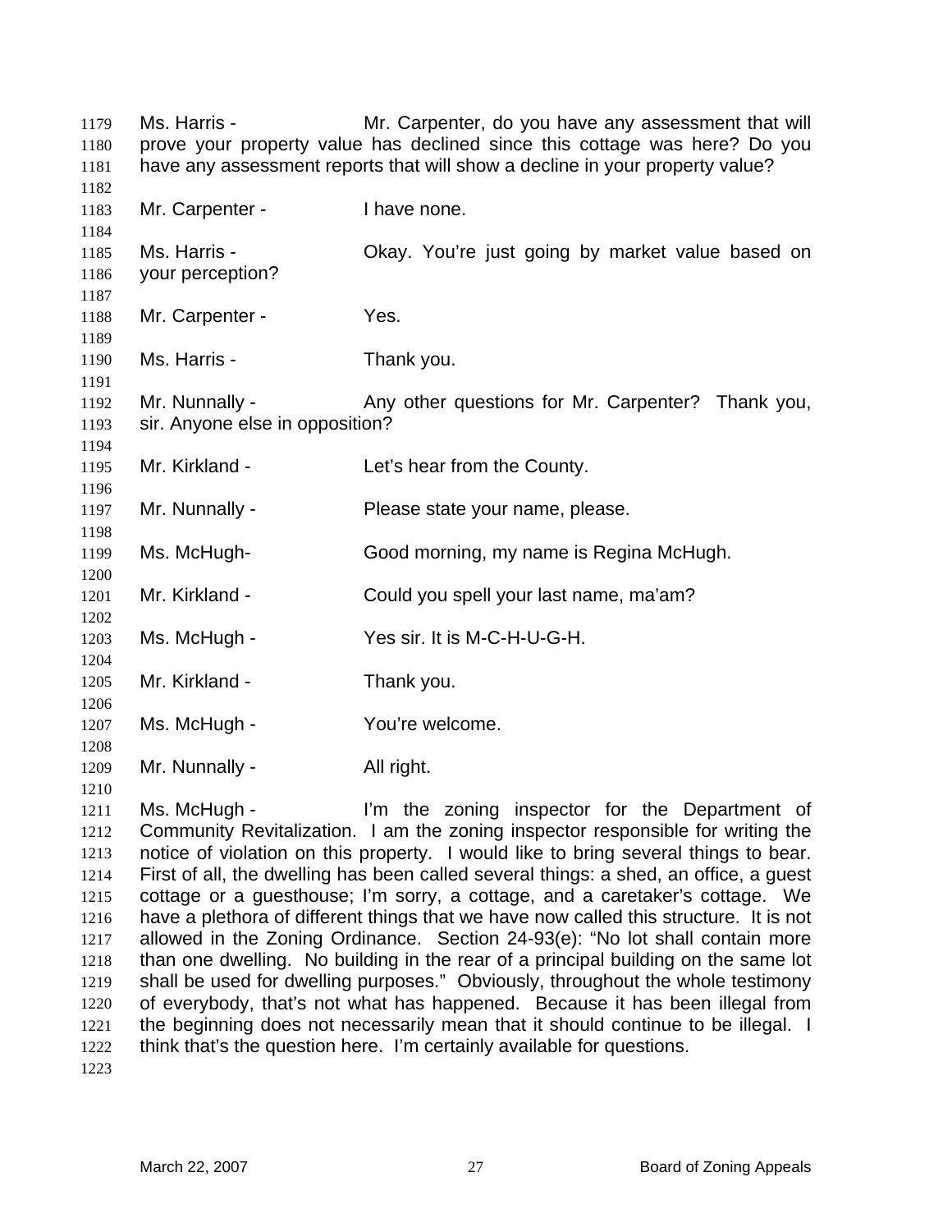Ms. Harris - Mr. Carpenter, do you have any assessment that will prove your property value has declined since this cottage was here? Do you have any assessment reports that will show a decline in your property value?

Mr. Carpenter - I have none.

Ms. Harris - Okay. You're just going by market value based on your perception?

Mr. Carpenter - Yes.

Ms. Harris - Thank you.

Mr. Nunnally - Any other questions for Mr. Carpenter? Thank you, sir. Anyone else in opposition?

Mr. Kirkland - Let's hear from the County.

Mr. Nunnally - Please state your name, please.

Ms. McHugh- Good morning, my name is Regina McHugh.

Mr. Kirkland - Could you spell your last name, ma'am?

Ms. McHugh - Yes sir. It is M-C-H-U-G-H.

Mr. Kirkland - Thank you.

Ms. McHugh - You're welcome.

Mr. Nunnally - All right.

Ms. McHugh - I'm the zoning inspector for the Department of Community Revitalization. I am the zoning inspector responsible for writing the notice of violation on this property. I would like to bring several things to bear. First of all, the dwelling has been called several things: a shed, an office, a guest cottage or a guesthouse; I'm sorry, a cottage, and a caretaker's cottage. We have a plethora of different things that we have now called this structure. It is not allowed in the Zoning Ordinance. Section 24-93(e): "No lot shall contain more than one dwelling. No building in the rear of a principal building on the same lot shall be used for dwelling purposes." Obviously, throughout the whole testimony of everybody, that's not what has happened. Because it has been illegal from the beginning does not necessarily mean that it should continue to be illegal. I think that's the question here. I'm certainly available for questions.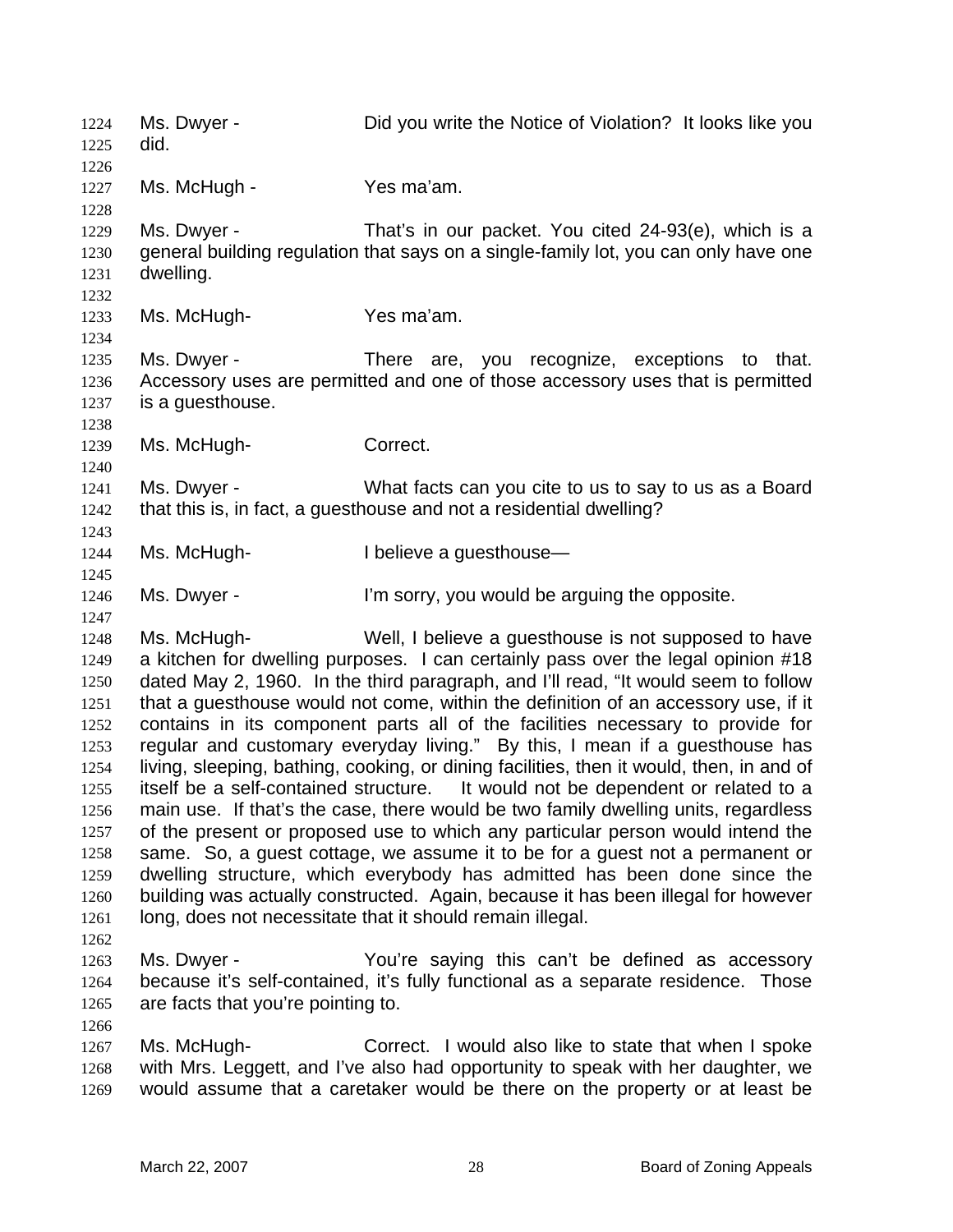Ms. Dwyer - Did you write the Notice of Violation? It looks like you did.

Ms. McHugh - Yes ma'am.

Ms. Dwyer - That's in our packet. You cited 24-93(e), which is a general building regulation that says on a single-family lot, you can only have one dwelling.

Ms. McHugh- Yes ma'am.

Ms. Dwyer - There are, you recognize, exceptions to that. Accessory uses are permitted and one of those accessory uses that is permitted is a guesthouse.

Ms. McHugh- Correct.

Ms. Dwyer - What facts can you cite to us to say to us as a Board that this is, in fact, a guesthouse and not a residential dwelling?

Ms. McHugh- I believe a guesthouse—

Ms. Dwyer - I'm sorry, you would be arguing the opposite.

Ms. McHugh- Well, I believe a guesthouse is not supposed to have a kitchen for dwelling purposes. I can certainly pass over the legal opinion #18 dated May 2, 1960. In the third paragraph, and I'll read, "It would seem to follow that a guesthouse would not come, within the definition of an accessory use, if it contains in its component parts all of the facilities necessary to provide for regular and customary everyday living." By this, I mean if a guesthouse has living, sleeping, bathing, cooking, or dining facilities, then it would, then, in and of itself be a self-contained structure. It would not be dependent or related to a main use. If that's the case, there would be two family dwelling units, regardless of the present or proposed use to which any particular person would intend the same. So, a guest cottage, we assume it to be for a guest not a permanent or dwelling structure, which everybody has admitted has been done since the building was actually constructed. Again, because it has been illegal for however long, does not necessitate that it should remain illegal.

Ms. Dwyer - You're saying this can't be defined as accessory because it's self-contained, it's fully functional as a separate residence. Those are facts that you're pointing to.

Ms. McHugh- Correct. I would also like to state that when I spoke with Mrs. Leggett, and I've also had opportunity to speak with her daughter, we would assume that a caretaker would be there on the property or at least be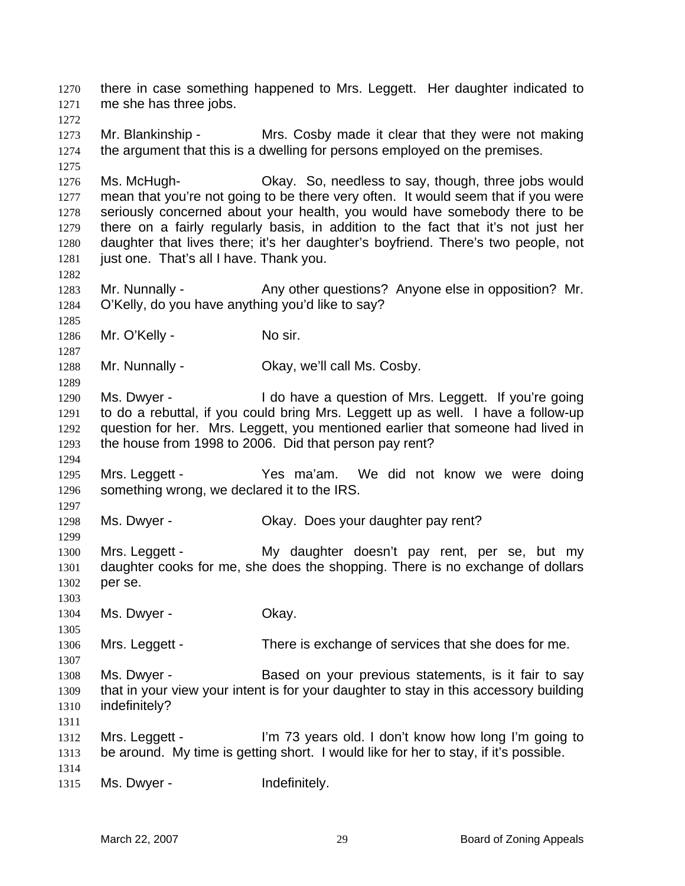there in case something happened to Mrs. Leggett. Her daughter indicated to me she has three jobs.

Mr. Blankinship - Mrs. Cosby made it clear that they were not making the argument that this is a dwelling for persons employed on the premises.

Ms. McHugh- Okay. So, needless to say, though, three jobs would mean that you're not going to be there very often. It would seem that if you were seriously concerned about your health, you would have somebody there to be there on a fairly regularly basis, in addition to the fact that it's not just her daughter that lives there; it's her daughter's boyfriend. There's two people, not just one. That's all I have. Thank you.

Mr. Nunnally - Any other questions? Anyone else in opposition? Mr. O'Kelly, do you have anything you'd like to say?

Mr. O'Kelly - No sir.

Mr. Nunnally - Okay, we'll call Ms. Cosby.

Ms. Dwyer - I do have a question of Mrs. Leggett. If you're going to do a rebuttal, if you could bring Mrs. Leggett up as well. I have a follow-up question for her. Mrs. Leggett, you mentioned earlier that someone had lived in the house from 1998 to 2006. Did that person pay rent?

Mrs. Leggett - Yes ma'am. We did not know we were doing something wrong, we declared it to the IRS.

Ms. Dwyer - Okay. Does your daughter pay rent?

Mrs. Leggett - My daughter doesn't pay rent, per se, but my daughter cooks for me, she does the shopping. There is no exchange of dollars per se.

Ms. Dwyer - Okay.

Mrs. Leggett - There is exchange of services that she does for me.

Ms. Dwyer - Based on your previous statements, is it fair to say that in your view your intent is for your daughter to stay in this accessory building indefinitely?

Mrs. Leggett - I'm 73 years old. I don't know how long I'm going to be around. My time is getting short. I would like for her to stay, if it's possible.

Ms. Dwyer - Indefinitely.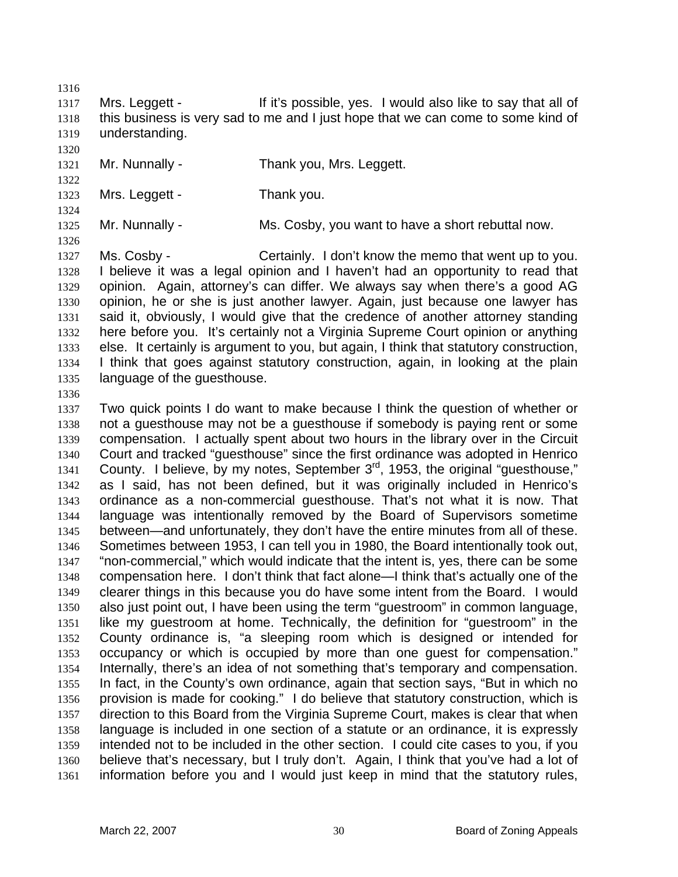Mrs. Leggett - If it's possible, yes. I would also like to say that all of this business is very sad to me and I just hope that we can come to some kind of understanding.

Mr. Nunnally - Thank you, Mrs. Leggett.

Mrs. Leggett - Thank you.

Mr. Nunnally - Ms. Cosby, you want to have a short rebuttal now.

Ms. Cosby - Certainly. I don't know the memo that went up to you. I believe it was a legal opinion and I haven't had an opportunity to read that opinion. Again, attorney's can differ. We always say when there's a good AG opinion, he or she is just another lawyer. Again, just because one lawyer has said it, obviously, I would give that the credence of another attorney standing here before you. It's certainly not a Virginia Supreme Court opinion or anything else. It certainly is argument to you, but again, I think that statutory construction, I think that goes against statutory construction, again, in looking at the plain language of the guesthouse.

Two quick points I do want to make because I think the question of whether or not a guesthouse may not be a guesthouse if somebody is paying rent or some compensation. I actually spent about two hours in the library over in the Circuit Court and tracked "guesthouse" since the first ordinance was adopted in Henrico County. I believe, by my notes, September 3rd, 1953, the original "guesthouse," as I said, has not been defined, but it was originally included in Henrico's ordinance as a non-commercial guesthouse. That's not what it is now. That language was intentionally removed by the Board of Supervisors sometime between—and unfortunately, they don't have the entire minutes from all of these. Sometimes between 1953, I can tell you in 1980, the Board intentionally took out, "non-commercial," which would indicate that the intent is, yes, there can be some compensation here. I don't think that fact alone—I think that's actually one of the clearer things in this because you do have some intent from the Board. I would also just point out, I have been using the term "guestroom" in common language, like my guestroom at home. Technically, the definition for "guestroom" in the County ordinance is, "a sleeping room which is designed or intended for occupancy or which is occupied by more than one guest for compensation." Internally, there's an idea of not something that's temporary and compensation. In fact, in the County's own ordinance, again that section says, "But in which no provision is made for cooking." I do believe that statutory construction, which is direction to this Board from the Virginia Supreme Court, makes is clear that when language is included in one section of a statute or an ordinance, it is expressly intended not to be included in the other section. I could cite cases to you, if you believe that's necessary, but I truly don't. Again, I think that you've had a lot of information before you and I would just keep in mind that the statutory rules,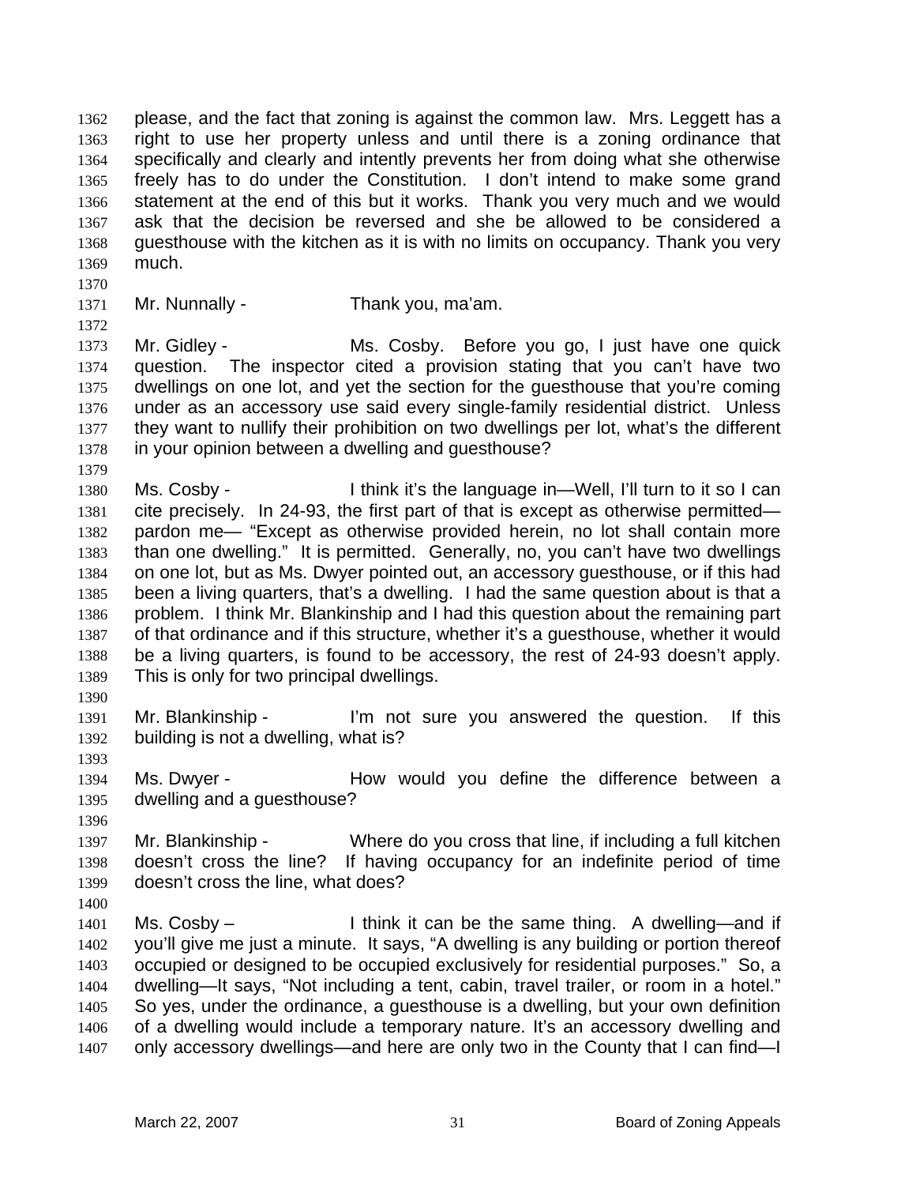please, and the fact that zoning is against the common law. Mrs. Leggett has a right to use her property unless and until there is a zoning ordinance that specifically and clearly and intently prevents her from doing what she otherwise freely has to do under the Constitution. I don't intend to make some grand statement at the end of this but it works. Thank you very much and we would ask that the decision be reversed and she be allowed to be considered a guesthouse with the kitchen as it is with no limits on occupancy. Thank you very much.

Mr. Nunnally - Thank you, ma'am.

Mr. Gidley - Ms. Cosby. Before you go, I just have one quick question. The inspector cited a provision stating that you can't have two dwellings on one lot, and yet the section for the guesthouse that you're coming under as an accessory use said every single-family residential district. Unless they want to nullify their prohibition on two dwellings per lot, what's the different in your opinion between a dwelling and guesthouse?

Ms. Cosby - I think it's the language in—Well, I'll turn to it so I can cite precisely. In 24-93, the first part of that is except as otherwise permitted—pardon me— "Except as otherwise provided herein, no lot shall contain more than one dwelling." It is permitted. Generally, no, you can't have two dwellings on one lot, but as Ms. Dwyer pointed out, an accessory guesthouse, or if this had been a living quarters, that's a dwelling. I had the same question about is that a problem. I think Mr. Blankinship and I had this question about the remaining part of that ordinance and if this structure, whether it's a guesthouse, whether it would be a living quarters, is found to be accessory, the rest of 24-93 doesn't apply. This is only for two principal dwellings.

Mr. Blankinship - I'm not sure you answered the question. If this building is not a dwelling, what is?

Ms. Dwyer - How would you define the difference between a dwelling and a guesthouse?

Mr. Blankinship - Where do you cross that line, if including a full kitchen doesn't cross the line? If having occupancy for an indefinite period of time doesn't cross the line, what does?

Ms. Cosby – I think it can be the same thing. A dwelling—and if you'll give me just a minute. It says, "A dwelling is any building or portion thereof occupied or designed to be occupied exclusively for residential purposes." So, a dwelling—It says, "Not including a tent, cabin, travel trailer, or room in a hotel." So yes, under the ordinance, a guesthouse is a dwelling, but your own definition of a dwelling would include a temporary nature. It's an accessory dwelling and only accessory dwellings—and here are only two in the County that I can find—I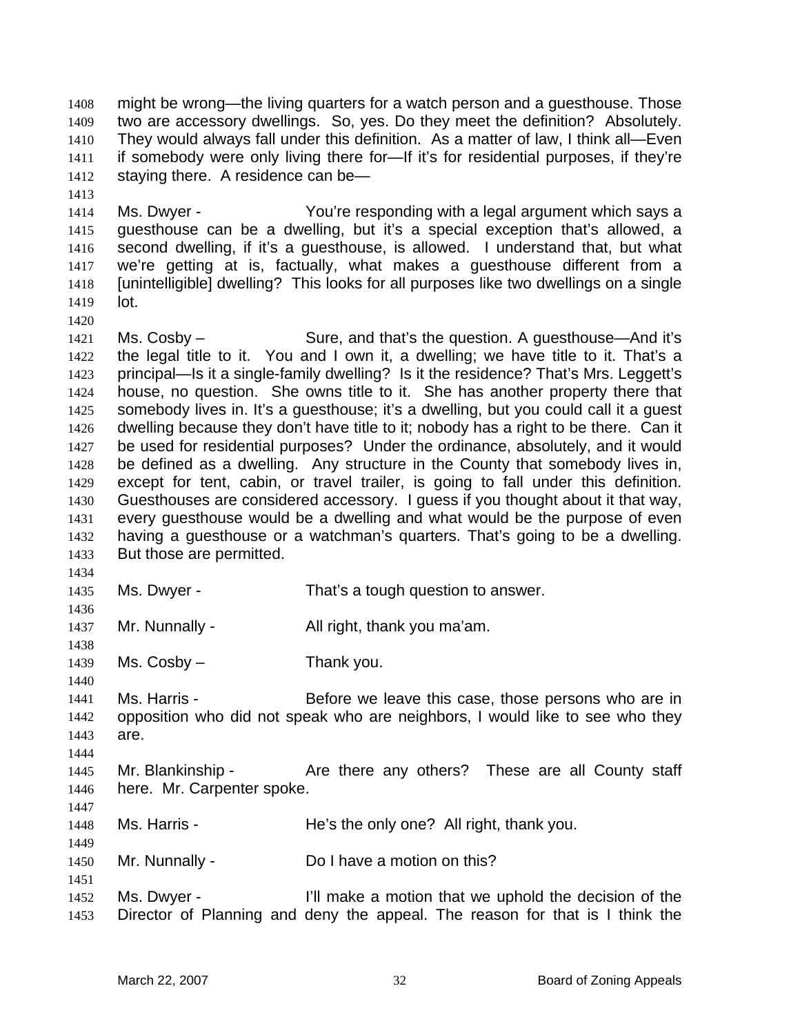might be wrong—the living quarters for a watch person and a guesthouse. Those two are accessory dwellings. So, yes. Do they meet the definition? Absolutely. They would always fall under this definition. As a matter of law, I think all—Even if somebody were only living there for—If it's for residential purposes, if they're staying there. A residence can be—

Ms. Dwyer - You're responding with a legal argument which says a guesthouse can be a dwelling, but it's a special exception that's allowed, a second dwelling, if it's a guesthouse, is allowed. I understand that, but what we're getting at is, factually, what makes a guesthouse different from a [unintelligible] dwelling? This looks for all purposes like two dwellings on a single lot.

Ms. Cosby – Sure, and that's the question. A guesthouse—And it's the legal title to it. You and I own it, a dwelling; we have title to it. That's a principal—Is it a single-family dwelling? Is it the residence? That's Mrs. Leggett's house, no question. She owns title to it. She has another property there that somebody lives in. It's a guesthouse; it's a dwelling, but you could call it a guest dwelling because they don't have title to it; nobody has a right to be there. Can it be used for residential purposes? Under the ordinance, absolutely, and it would be defined as a dwelling. Any structure in the County that somebody lives in, except for tent, cabin, or travel trailer, is going to fall under this definition. Guesthouses are considered accessory. I guess if you thought about it that way, every guesthouse would be a dwelling and what would be the purpose of even having a guesthouse or a watchman's quarters. That's going to be a dwelling. But those are permitted.

Ms. Dwyer - That's a tough question to answer.

Mr. Nunnally - All right, thank you ma'am.

Ms. Cosby – Thank you.

Ms. Harris - Before we leave this case, those persons who are in opposition who did not speak who are neighbors, I would like to see who they are.

Mr. Blankinship - Are there any others? These are all County staff here. Mr. Carpenter spoke.

Ms. Harris - He's the only one? All right, thank you.

Mr. Nunnally - Do I have a motion on this?

Ms. Dwyer - I'll make a motion that we uphold the decision of the Director of Planning and deny the appeal. The reason for that is I think the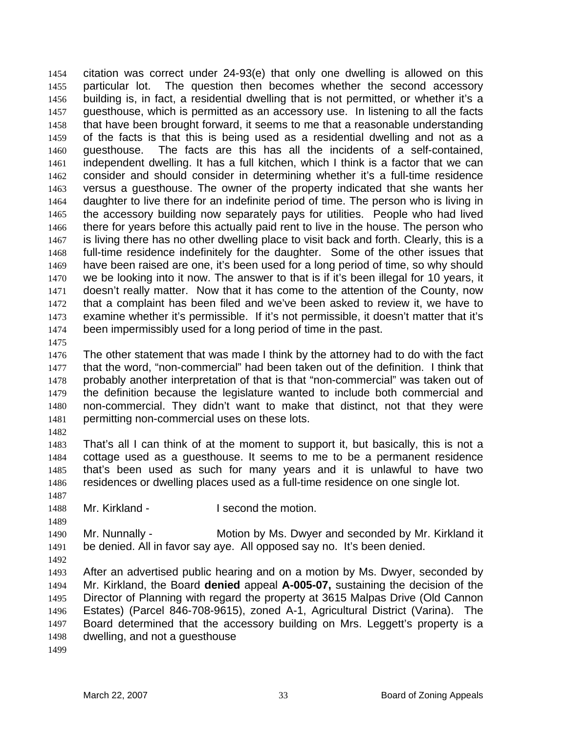citation was correct under 24-93(e) that only one dwelling is allowed on this particular lot. The question then becomes whether the second accessory building is, in fact, a residential dwelling that is not permitted, or whether it's a guesthouse, which is permitted as an accessory use. In listening to all the facts that have been brought forward, it seems to me that a reasonable understanding of the facts is that this is being used as a residential dwelling and not as a guesthouse. The facts are this has all the incidents of a self-contained, independent dwelling. It has a full kitchen, which I think is a factor that we can consider and should consider in determining whether it's a full-time residence versus a guesthouse. The owner of the property indicated that she wants her daughter to live there for an indefinite period of time. The person who is living in the accessory building now separately pays for utilities. People who had lived there for years before this actually paid rent to live in the house. The person who is living there has no other dwelling place to visit back and forth. Clearly, this is a full-time residence indefinitely for the daughter. Some of the other issues that have been raised are one, it's been used for a long period of time, so why should we be looking into it now. The answer to that is if it's been illegal for 10 years, it doesn't really matter. Now that it has come to the attention of the County, now that a complaint has been filed and we've been asked to review it, we have to examine whether it's permissible. If it's not permissible, it doesn't matter that it's been impermissibly used for a long period of time in the past.

The other statement that was made I think by the attorney had to do with the fact that the word, "non-commercial" had been taken out of the definition. I think that probably another interpretation of that is that "non-commercial" was taken out of the definition because the legislature wanted to include both commercial and non-commercial. They didn't want to make that distinct, not that they were permitting non-commercial uses on these lots.

That's all I can think of at the moment to support it, but basically, this is not a cottage used as a guesthouse. It seems to me to be a permanent residence that's been used as such for many years and it is unlawful to have two residences or dwelling places used as a full-time residence on one single lot.

Mr. Kirkland - I second the motion.

Mr. Nunnally - Motion by Ms. Dwyer and seconded by Mr. Kirkland it be denied. All in favor say aye. All opposed say no. It's been denied.

After an advertised public hearing and on a motion by Ms. Dwyer, seconded by Mr. Kirkland, the Board **denied** appeal **A-005-07,** sustaining the decision of the Director of Planning with regard the property at 3615 Malpas Drive (Old Cannon Estates) (Parcel 846-708-9615), zoned A-1, Agricultural District (Varina). The Board determined that the accessory building on Mrs. Leggett's property is a dwelling, and not a guesthouse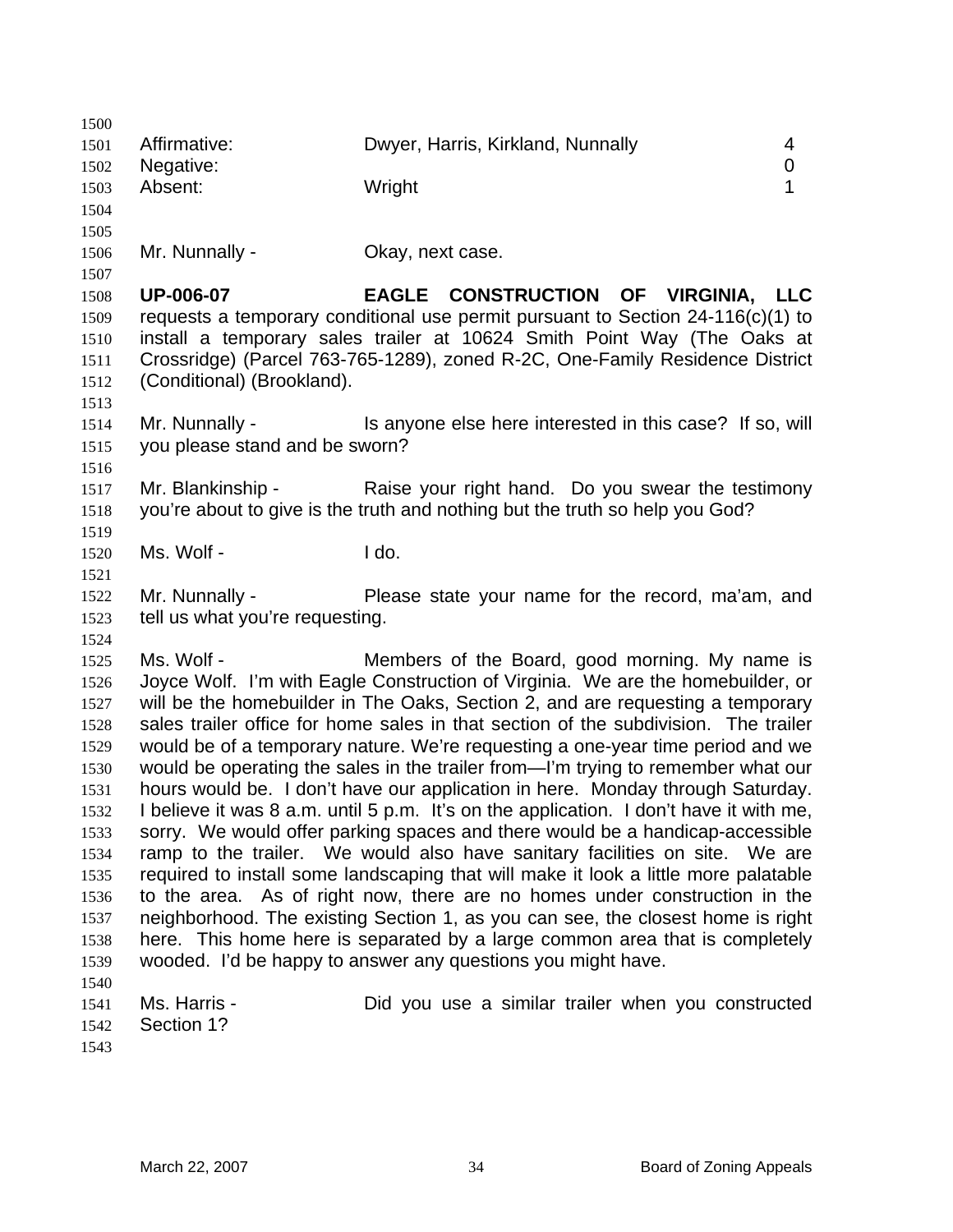| Affirmative: | Dwyer, Harris, Kirkland, Nunnally | 4 |
|---|---|---|
| Negative: | | 0 |
| Absent: | Wright | 1 |

Mr. Nunnally - Okay, next case.

**UP-006-07 EAGLE CONSTRUCTION OF VIRGINIA, LLC** requests a temporary conditional use permit pursuant to Section 24-116(c)(1) to install a temporary sales trailer at 10624 Smith Point Way (The Oaks at Crossridge) (Parcel 763-765-1289), zoned R-2C, One-Family Residence District (Conditional) (Brookland).

Mr. Nunnally - Is anyone else here interested in this case? If so, will you please stand and be sworn?

Mr. Blankinship - Raise your right hand. Do you swear the testimony you're about to give is the truth and nothing but the truth so help you God?

Ms. Wolf - I do.

Mr. Nunnally - Please state your name for the record, ma'am, and tell us what you're requesting.

Ms. Wolf - Members of the Board, good morning. My name is Joyce Wolf. I'm with Eagle Construction of Virginia. We are the homebuilder, or will be the homebuilder in The Oaks, Section 2, and are requesting a temporary sales trailer office for home sales in that section of the subdivision. The trailer would be of a temporary nature. We're requesting a one-year time period and we would be operating the sales in the trailer from—I'm trying to remember what our hours would be. I don't have our application in here. Monday through Saturday. I believe it was 8 a.m. until 5 p.m. It's on the application. I don't have it with me, sorry. We would offer parking spaces and there would be a handicap-accessible ramp to the trailer. We would also have sanitary facilities on site. We are required to install some landscaping that will make it look a little more palatable to the area. As of right now, there are no homes under construction in the neighborhood. The existing Section 1, as you can see, the closest home is right here. This home here is separated by a large common area that is completely wooded. I'd be happy to answer any questions you might have.

Ms. Harris - Did you use a similar trailer when you constructed Section 1?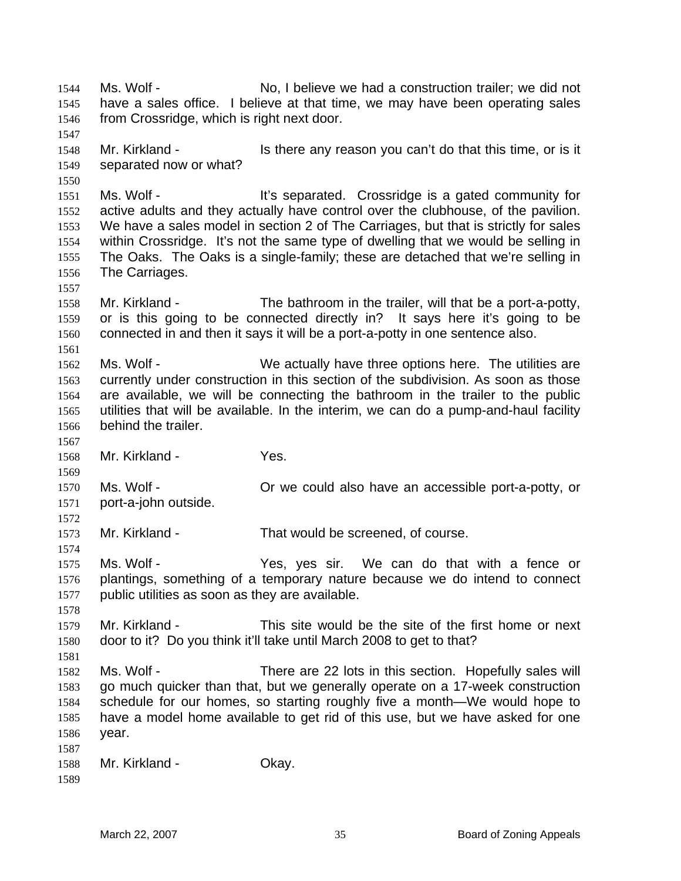Ms. Wolf - No, I believe we had a construction trailer; we did not have a sales office. I believe at that time, we may have been operating sales from Crossridge, which is right next door.

Mr. Kirkland - Is there any reason you can't do that this time, or is it separated now or what?

Ms. Wolf - It's separated. Crossridge is a gated community for active adults and they actually have control over the clubhouse, of the pavilion. We have a sales model in section 2 of The Carriages, but that is strictly for sales within Crossridge. It's not the same type of dwelling that we would be selling in The Oaks. The Oaks is a single-family; these are detached that we're selling in The Carriages.

Mr. Kirkland - The bathroom in the trailer, will that be a port-a-potty, or is this going to be connected directly in? It says here it's going to be connected in and then it says it will be a port-a-potty in one sentence also.

Ms. Wolf - We actually have three options here. The utilities are currently under construction in this section of the subdivision. As soon as those are available, we will be connecting the bathroom in the trailer to the public utilities that will be available. In the interim, we can do a pump-and-haul facility behind the trailer.

Mr. Kirkland - Yes.

Ms. Wolf - Or we could also have an accessible port-a-potty, or port-a-john outside.

Mr. Kirkland - That would be screened, of course.

Ms. Wolf - Yes, yes sir. We can do that with a fence or plantings, something of a temporary nature because we do intend to connect public utilities as soon as they are available.

Mr. Kirkland - This site would be the site of the first home or next door to it? Do you think it'll take until March 2008 to get to that?

Ms. Wolf - There are 22 lots in this section. Hopefully sales will go much quicker than that, but we generally operate on a 17-week construction schedule for our homes, so starting roughly five a month—We would hope to have a model home available to get rid of this use, but we have asked for one year.

Mr. Kirkland - Okay.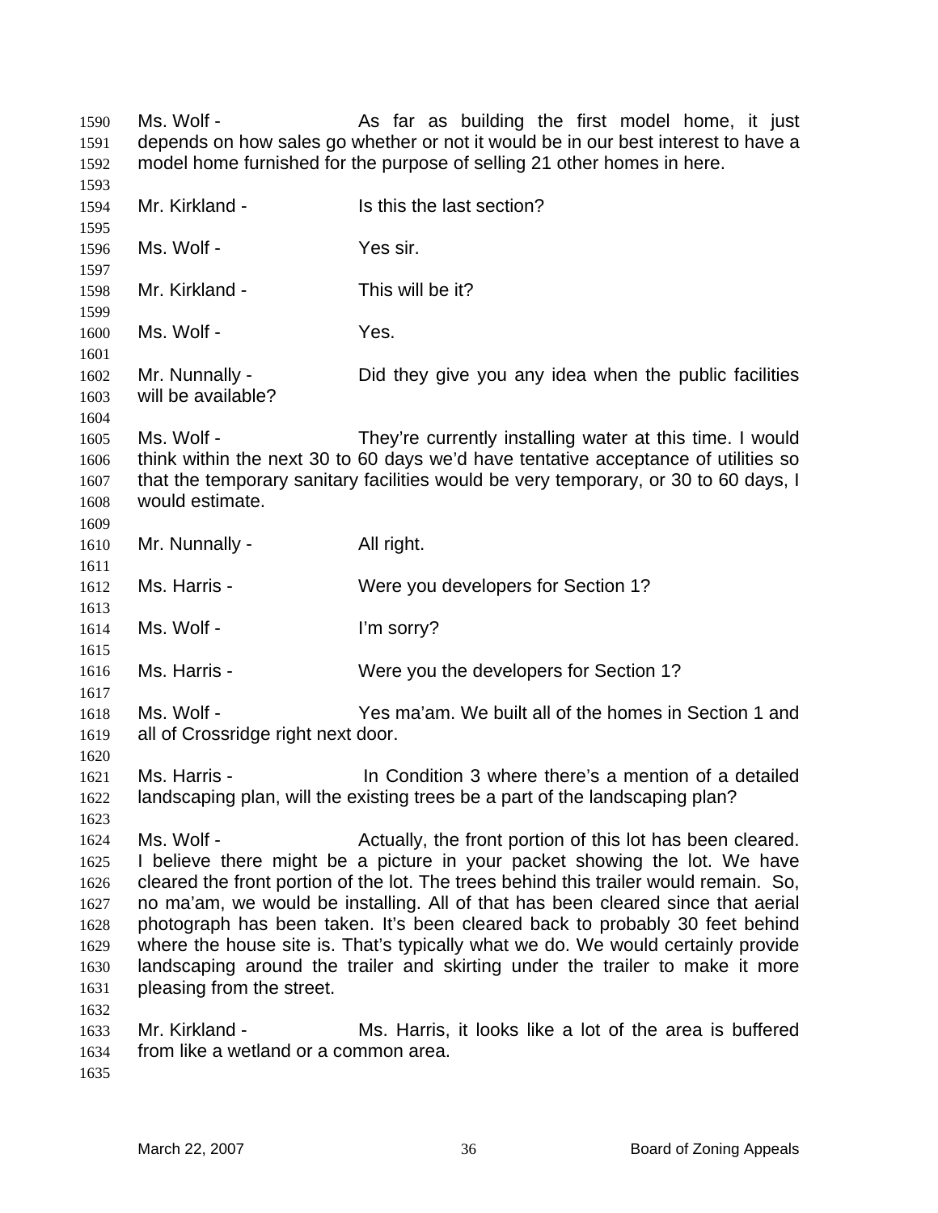Ms. Wolf - As far as building the first model home, it just depends on how sales go whether or not it would be in our best interest to have a model home furnished for the purpose of selling 21 other homes in here.

Mr. Kirkland - Is this the last section?

Ms. Wolf - Yes sir.

Mr. Kirkland - This will be it?

Ms. Wolf - Yes.

Mr. Nunnally - Did they give you any idea when the public facilities will be available?

Ms. Wolf - They're currently installing water at this time. I would think within the next 30 to 60 days we'd have tentative acceptance of utilities so that the temporary sanitary facilities would be very temporary, or 30 to 60 days, I would estimate.

Mr. Nunnally - All right.

Ms. Harris - Were you developers for Section 1?

Ms. Wolf - I'm sorry?

Ms. Harris - Were you the developers for Section 1?

Ms. Wolf - Yes ma'am. We built all of the homes in Section 1 and all of Crossridge right next door.

Ms. Harris - In Condition 3 where there's a mention of a detailed landscaping plan, will the existing trees be a part of the landscaping plan?

Ms. Wolf - Actually, the front portion of this lot has been cleared. I believe there might be a picture in your packet showing the lot. We have cleared the front portion of the lot. The trees behind this trailer would remain. So, no ma'am, we would be installing. All of that has been cleared since that aerial photograph has been taken. It's been cleared back to probably 30 feet behind where the house site is. That's typically what we do. We would certainly provide landscaping around the trailer and skirting under the trailer to make it more pleasing from the street.

Mr. Kirkland - Ms. Harris, it looks like a lot of the area is buffered from like a wetland or a common area.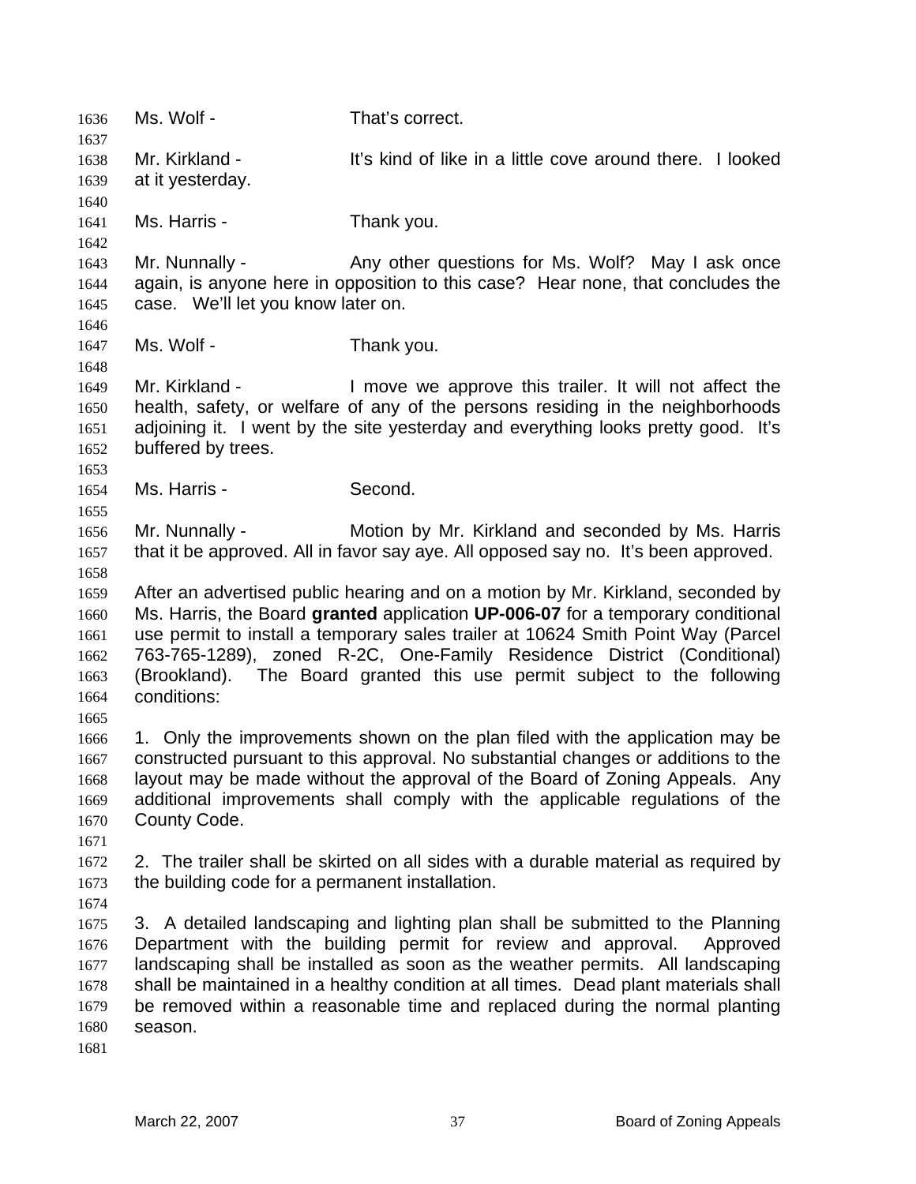Ms. Wolf - That's correct.

Mr. Kirkland - It's kind of like in a little cove around there. I looked at it yesterday.

Ms. Harris - Thank you.

Mr. Nunnally - Any other questions for Ms. Wolf? May I ask once again, is anyone here in opposition to this case? Hear none, that concludes the case. We'll let you know later on.

Ms. Wolf - Thank you.

Mr. Kirkland - I move we approve this trailer. It will not affect the health, safety, or welfare of any of the persons residing in the neighborhoods adjoining it. I went by the site yesterday and everything looks pretty good. It's buffered by trees.

Ms. Harris - Second.

Mr. Nunnally - Motion by Mr. Kirkland and seconded by Ms. Harris that it be approved. All in favor say aye. All opposed say no. It's been approved.

After an advertised public hearing and on a motion by Mr. Kirkland, seconded by Ms. Harris, the Board **granted** application **UP-006-07** for a temporary conditional use permit to install a temporary sales trailer at 10624 Smith Point Way (Parcel 763-765-1289), zoned R-2C, One-Family Residence District (Conditional) (Brookland). The Board granted this use permit subject to the following conditions:

1. Only the improvements shown on the plan filed with the application may be constructed pursuant to this approval. No substantial changes or additions to the layout may be made without the approval of the Board of Zoning Appeals. Any additional improvements shall comply with the applicable regulations of the County Code.

2. The trailer shall be skirted on all sides with a durable material as required by the building code for a permanent installation.

3. A detailed landscaping and lighting plan shall be submitted to the Planning Department with the building permit for review and approval. Approved landscaping shall be installed as soon as the weather permits. All landscaping shall be maintained in a healthy condition at all times. Dead plant materials shall be removed within a reasonable time and replaced during the normal planting season.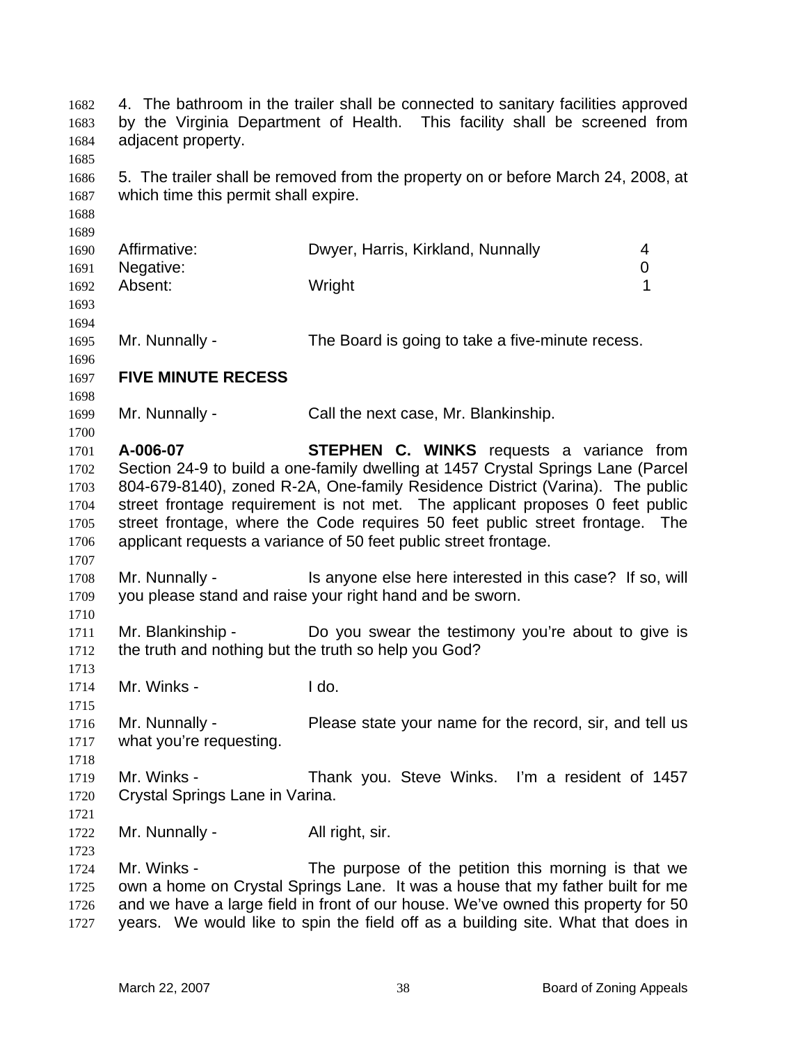4. The bathroom in the trailer shall be connected to sanitary facilities approved by the Virginia Department of Health. This facility shall be screened from adjacent property.

5. The trailer shall be removed from the property on or before March 24, 2008, at which time this permit shall expire.

| | | |
|---|---|---|
| Affirmative: | Dwyer, Harris, Kirkland, Nunnally | 4 |
| Negative: | | 0 |
| Absent: | Wright | 1 |

Mr. Nunnally - The Board is going to take a five-minute recess.

**FIVE MINUTE RECESS**

Mr. Nunnally - Call the next case, Mr. Blankinship.

**A-006-07** **STEPHEN C. WINKS** requests a variance from Section 24-9 to build a one-family dwelling at 1457 Crystal Springs Lane (Parcel 804-679-8140), zoned R-2A, One-family Residence District (Varina). The public street frontage requirement is not met. The applicant proposes 0 feet public street frontage, where the Code requires 50 feet public street frontage. The applicant requests a variance of 50 feet public street frontage.

Mr. Nunnally - Is anyone else here interested in this case? If so, will you please stand and raise your right hand and be sworn.

Mr. Blankinship - Do you swear the testimony you're about to give is the truth and nothing but the truth so help you God?

Mr. Winks - I do.

Mr. Nunnally - Please state your name for the record, sir, and tell us what you're requesting.

Mr. Winks - Thank you. Steve Winks. I'm a resident of 1457 Crystal Springs Lane in Varina.

Mr. Nunnally - All right, sir.

Mr. Winks - The purpose of the petition this morning is that we own a home on Crystal Springs Lane. It was a house that my father built for me and we have a large field in front of our house. We've owned this property for 50 years. We would like to spin the field off as a building site. What that does in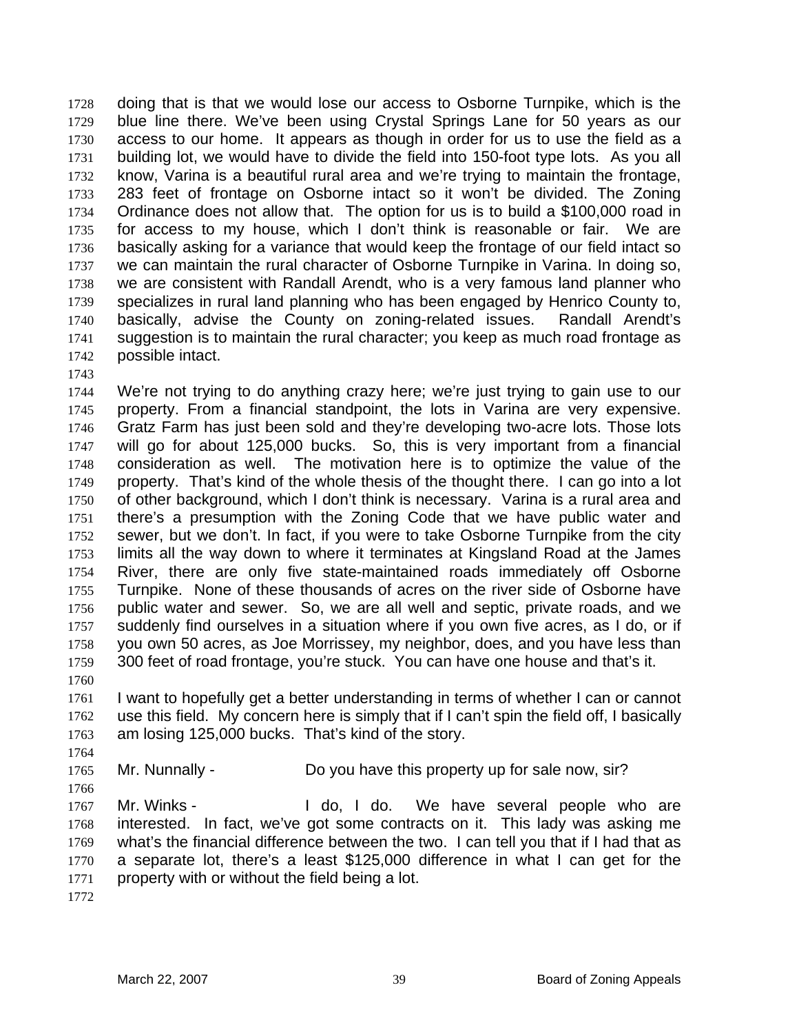doing that is that we would lose our access to Osborne Turnpike, which is the blue line there. We've been using Crystal Springs Lane for 50 years as our access to our home. It appears as though in order for us to use the field as a building lot, we would have to divide the field into 150-foot type lots. As you all know, Varina is a beautiful rural area and we're trying to maintain the frontage, 283 feet of frontage on Osborne intact so it won't be divided. The Zoning Ordinance does not allow that. The option for us is to build a $100,000 road in for access to my house, which I don't think is reasonable or fair. We are basically asking for a variance that would keep the frontage of our field intact so we can maintain the rural character of Osborne Turnpike in Varina. In doing so, we are consistent with Randall Arendt, who is a very famous land planner who specializes in rural land planning who has been engaged by Henrico County to, basically, advise the County on zoning-related issues. Randall Arendt's suggestion is to maintain the rural character; you keep as much road frontage as possible intact.

We're not trying to do anything crazy here; we're just trying to gain use to our property. From a financial standpoint, the lots in Varina are very expensive. Gratz Farm has just been sold and they're developing two-acre lots. Those lots will go for about 125,000 bucks. So, this is very important from a financial consideration as well. The motivation here is to optimize the value of the property. That's kind of the whole thesis of the thought there. I can go into a lot of other background, which I don't think is necessary. Varina is a rural area and there's a presumption with the Zoning Code that we have public water and sewer, but we don't. In fact, if you were to take Osborne Turnpike from the city limits all the way down to where it terminates at Kingsland Road at the James River, there are only five state-maintained roads immediately off Osborne Turnpike. None of these thousands of acres on the river side of Osborne have public water and sewer. So, we are all well and septic, private roads, and we suddenly find ourselves in a situation where if you own five acres, as I do, or if you own 50 acres, as Joe Morrissey, my neighbor, does, and you have less than 300 feet of road frontage, you're stuck. You can have one house and that's it.

I want to hopefully get a better understanding in terms of whether I can or cannot use this field. My concern here is simply that if I can't spin the field off, I basically am losing 125,000 bucks. That's kind of the story.

Mr. Nunnally - Do you have this property up for sale now, sir?

Mr. Winks - I do, I do. We have several people who are interested. In fact, we've got some contracts on it. This lady was asking me what's the financial difference between the two. I can tell you that if I had that as a separate lot, there's a least $125,000 difference in what I can get for the property with or without the field being a lot.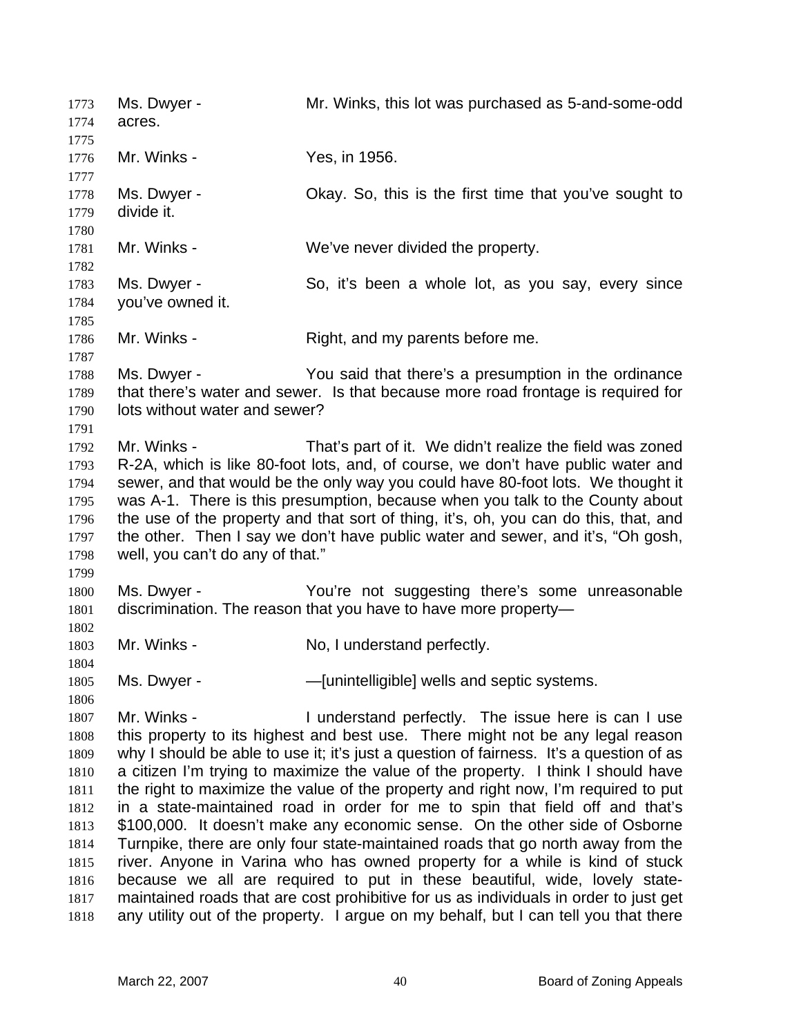Ms. Dwyer - Mr. Winks, this lot was purchased as 5-and-some-odd acres.

Mr. Winks - Yes, in 1956.

Ms. Dwyer - Okay. So, this is the first time that you've sought to divide it.

Mr. Winks - We've never divided the property.

Ms. Dwyer - So, it's been a whole lot, as you say, every since you've owned it.

Mr. Winks - Right, and my parents before me.

Ms. Dwyer - You said that there's a presumption in the ordinance that there's water and sewer. Is that because more road frontage is required for lots without water and sewer?

Mr. Winks - That's part of it. We didn't realize the field was zoned R-2A, which is like 80-foot lots, and, of course, we don't have public water and sewer, and that would be the only way you could have 80-foot lots. We thought it was A-1. There is this presumption, because when you talk to the County about the use of the property and that sort of thing, it's, oh, you can do this, that, and the other. Then I say we don't have public water and sewer, and it's, "Oh gosh, well, you can't do any of that."

Ms. Dwyer - You're not suggesting there's some unreasonable discrimination. The reason that you have to have more property—

Mr. Winks - No, I understand perfectly.

Ms. Dwyer - —[unintelligible] wells and septic systems.

Mr. Winks - I understand perfectly. The issue here is can I use this property to its highest and best use. There might not be any legal reason why I should be able to use it; it's just a question of fairness. It's a question of as a citizen I'm trying to maximize the value of the property. I think I should have the right to maximize the value of the property and right now, I'm required to put in a state-maintained road in order for me to spin that field off and that's $100,000. It doesn't make any economic sense. On the other side of Osborne Turnpike, there are only four state-maintained roads that go north away from the river. Anyone in Varina who has owned property for a while is kind of stuck because we all are required to put in these beautiful, wide, lovely state-maintained roads that are cost prohibitive for us as individuals in order to just get any utility out of the property. I argue on my behalf, but I can tell you that there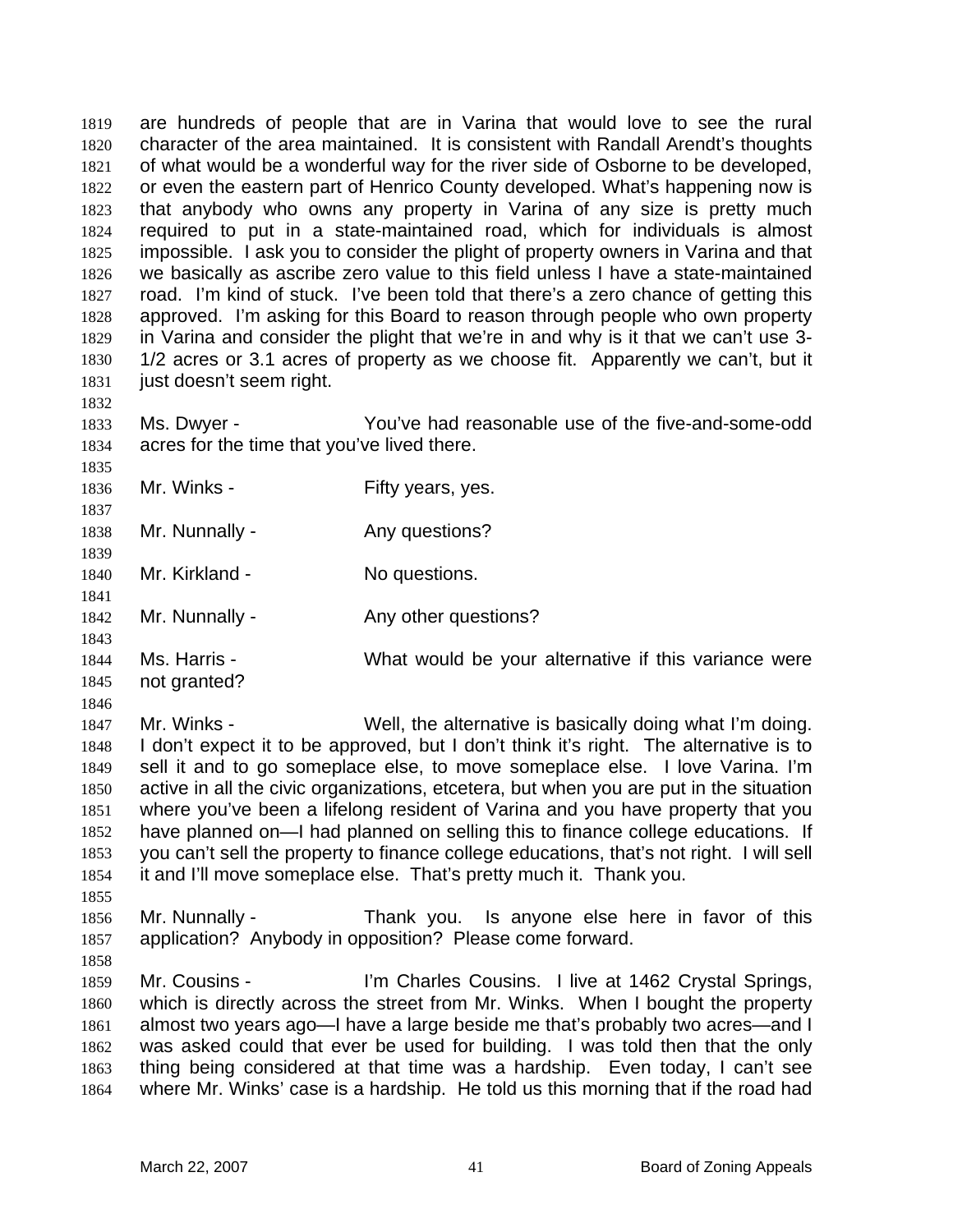are hundreds of people that are in Varina that would love to see the rural character of the area maintained. It is consistent with Randall Arendt's thoughts of what would be a wonderful way for the river side of Osborne to be developed, or even the eastern part of Henrico County developed. What's happening now is that anybody who owns any property in Varina of any size is pretty much required to put in a state-maintained road, which for individuals is almost impossible. I ask you to consider the plight of property owners in Varina and that we basically as ascribe zero value to this field unless I have a state-maintained road. I'm kind of stuck. I've been told that there's a zero chance of getting this approved. I'm asking for this Board to reason through people who own property in Varina and consider the plight that we're in and why is it that we can't use 3-1/2 acres or 3.1 acres of property as we choose fit. Apparently we can't, but it just doesn't seem right.

Ms. Dwyer - You've had reasonable use of the five-and-some-odd acres for the time that you've lived there.

Mr. Winks - Fifty years, yes.

Mr. Nunnally - Any questions?

Mr. Kirkland - No questions.

Mr. Nunnally - Any other questions?

Ms. Harris - What would be your alternative if this variance were not granted?

Mr. Winks - Well, the alternative is basically doing what I'm doing. I don't expect it to be approved, but I don't think it's right. The alternative is to sell it and to go someplace else, to move someplace else. I love Varina. I'm active in all the civic organizations, etcetera, but when you are put in the situation where you've been a lifelong resident of Varina and you have property that you have planned on—I had planned on selling this to finance college educations. If you can't sell the property to finance college educations, that's not right. I will sell it and I'll move someplace else. That's pretty much it. Thank you.

Mr. Nunnally - Thank you. Is anyone else here in favor of this application? Anybody in opposition? Please come forward.

Mr. Cousins - I'm Charles Cousins. I live at 1462 Crystal Springs, which is directly across the street from Mr. Winks. When I bought the property almost two years ago—I have a large beside me that's probably two acres—and I was asked could that ever be used for building. I was told then that the only thing being considered at that time was a hardship. Even today, I can't see where Mr. Winks' case is a hardship. He told us this morning that if the road had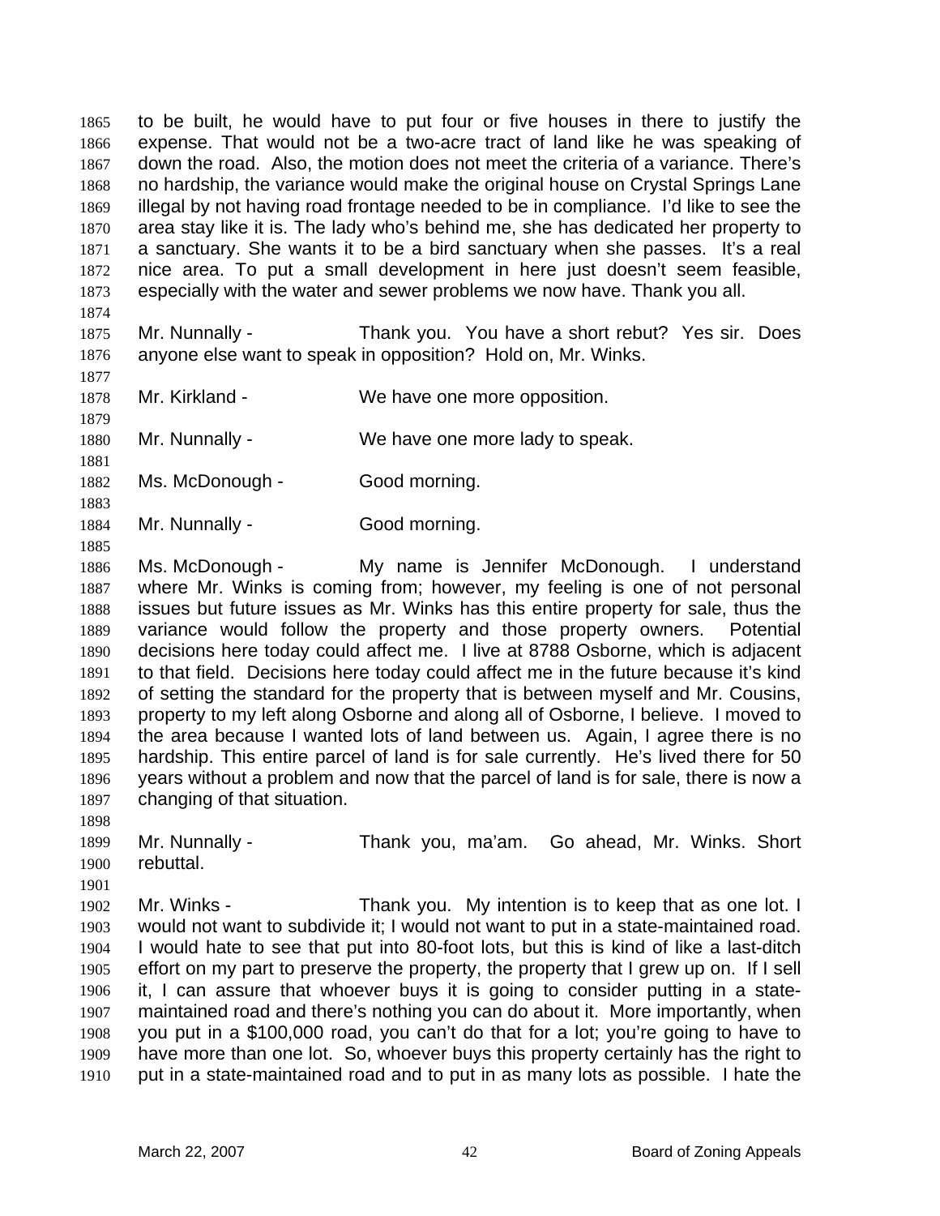to be built, he would have to put four or five houses in there to justify the expense. That would not be a two-acre tract of land like he was speaking of down the road. Also, the motion does not meet the criteria of a variance. There's no hardship, the variance would make the original house on Crystal Springs Lane illegal by not having road frontage needed to be in compliance. I'd like to see the area stay like it is. The lady who's behind me, she has dedicated her property to a sanctuary. She wants it to be a bird sanctuary when she passes. It's a real nice area. To put a small development in here just doesn't seem feasible, especially with the water and sewer problems we now have. Thank you all.

Mr. Nunnally - Thank you. You have a short rebut? Yes sir. Does anyone else want to speak in opposition? Hold on, Mr. Winks.

Mr. Kirkland - We have one more opposition.

Mr. Nunnally - We have one more lady to speak.

Ms. McDonough - Good morning.

Mr. Nunnally - Good morning.

Ms. McDonough - My name is Jennifer McDonough. I understand where Mr. Winks is coming from; however, my feeling is one of not personal issues but future issues as Mr. Winks has this entire property for sale, thus the variance would follow the property and those property owners. Potential decisions here today could affect me. I live at 8788 Osborne, which is adjacent to that field. Decisions here today could affect me in the future because it's kind of setting the standard for the property that is between myself and Mr. Cousins, property to my left along Osborne and along all of Osborne, I believe. I moved to the area because I wanted lots of land between us. Again, I agree there is no hardship. This entire parcel of land is for sale currently. He's lived there for 50 years without a problem and now that the parcel of land is for sale, there is now a changing of that situation.

Mr. Nunnally - Thank you, ma'am. Go ahead, Mr. Winks. Short rebuttal.

Mr. Winks - Thank you. My intention is to keep that as one lot. I would not want to subdivide it; I would not want to put in a state-maintained road. I would hate to see that put into 80-foot lots, but this is kind of like a last-ditch effort on my part to preserve the property, the property that I grew up on. If I sell it, I can assure that whoever buys it is going to consider putting in a state-maintained road and there's nothing you can do about it. More importantly, when you put in a $100,000 road, you can't do that for a lot; you're going to have to have more than one lot. So, whoever buys this property certainly has the right to put in a state-maintained road and to put in as many lots as possible. I hate the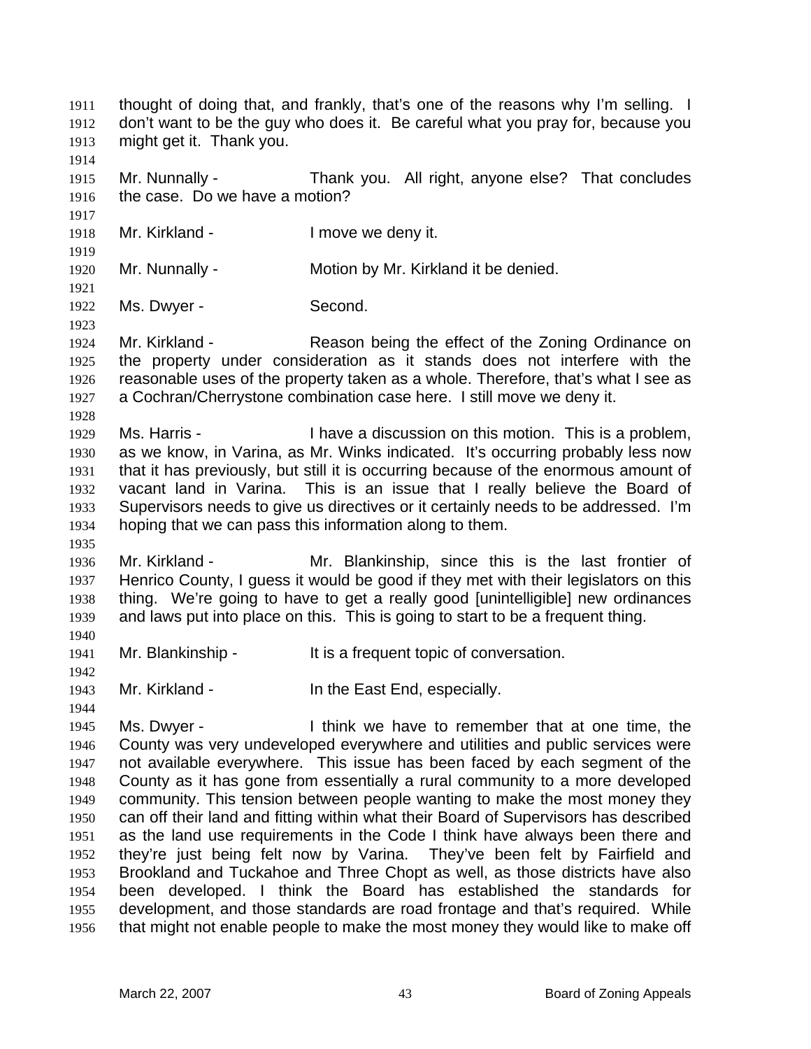thought of doing that, and frankly, that's one of the reasons why I'm selling. I don't want to be the guy who does it. Be careful what you pray for, because you might get it. Thank you.

Mr. Nunnally - Thank you. All right, anyone else? That concludes the case. Do we have a motion?

Mr. Kirkland - I move we deny it.

Mr. Nunnally - Motion by Mr. Kirkland it be denied.

Ms. Dwyer - Second.

Mr. Kirkland - Reason being the effect of the Zoning Ordinance on the property under consideration as it stands does not interfere with the reasonable uses of the property taken as a whole. Therefore, that's what I see as a Cochran/Cherrystone combination case here. I still move we deny it.

Ms. Harris - I have a discussion on this motion. This is a problem, as we know, in Varina, as Mr. Winks indicated. It's occurring probably less now that it has previously, but still it is occurring because of the enormous amount of vacant land in Varina. This is an issue that I really believe the Board of Supervisors needs to give us directives or it certainly needs to be addressed. I'm hoping that we can pass this information along to them.

Mr. Kirkland - Mr. Blankinship, since this is the last frontier of Henrico County, I guess it would be good if they met with their legislators on this thing. We're going to have to get a really good [unintelligible] new ordinances and laws put into place on this. This is going to start to be a frequent thing.

Mr. Blankinship - It is a frequent topic of conversation.

Mr. Kirkland - In the East End, especially.

Ms. Dwyer - I think we have to remember that at one time, the County was very undeveloped everywhere and utilities and public services were not available everywhere. This issue has been faced by each segment of the County as it has gone from essentially a rural community to a more developed community. This tension between people wanting to make the most money they can off their land and fitting within what their Board of Supervisors has described as the land use requirements in the Code I think have always been there and they're just being felt now by Varina. They've been felt by Fairfield and Brookland and Tuckahoe and Three Chopt as well, as those districts have also been developed. I think the Board has established the standards for development, and those standards are road frontage and that's required. While that might not enable people to make the most money they would like to make off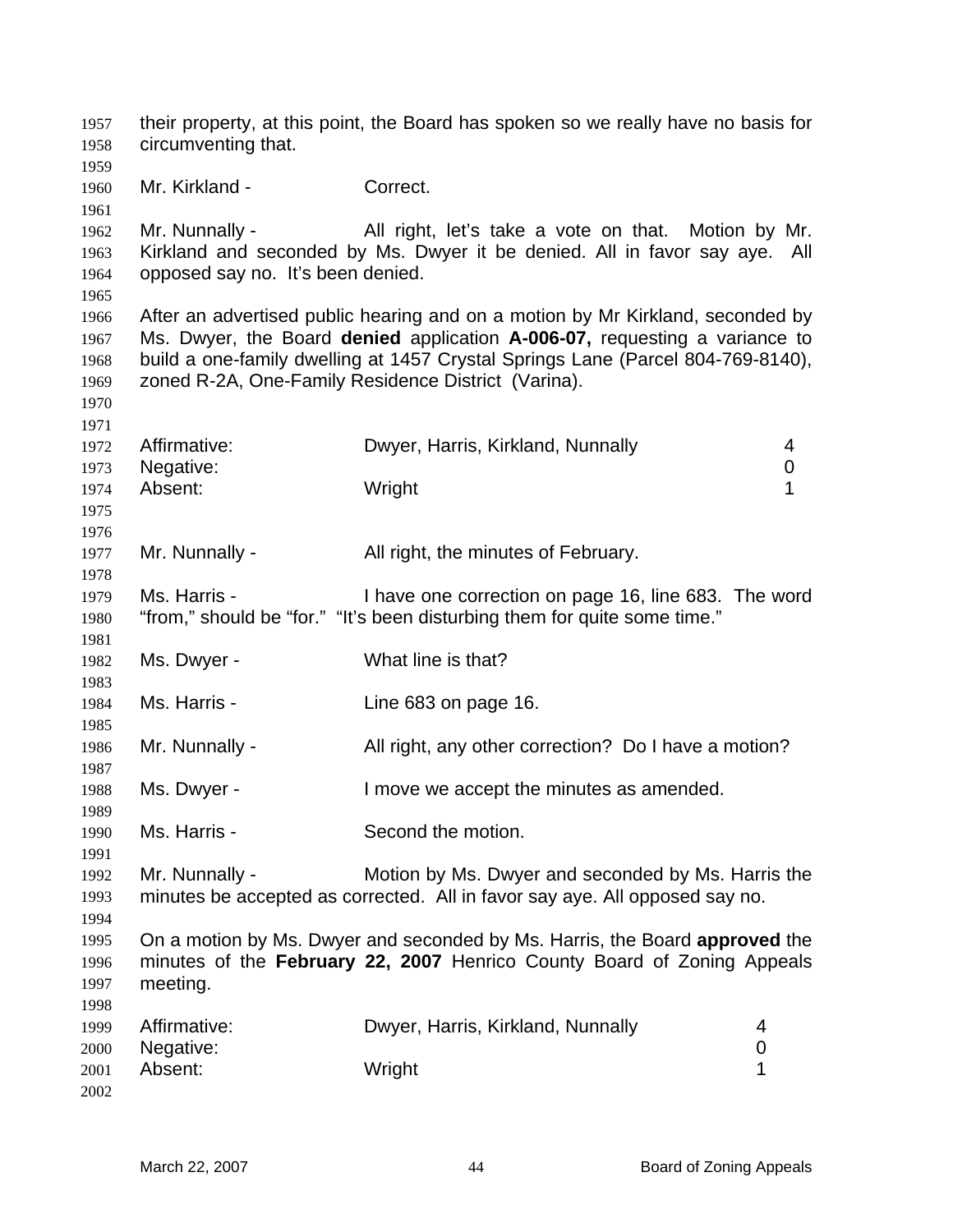their property, at this point, the Board has spoken so we really have no basis for circumventing that.

Mr. Kirkland - Correct.

Mr. Nunnally - All right, let's take a vote on that. Motion by Mr. Kirkland and seconded by Ms. Dwyer it be denied. All in favor say aye. All opposed say no. It's been denied.

After an advertised public hearing and on a motion by Mr Kirkland, seconded by Ms. Dwyer, the Board **denied** application **A-006-07,** requesting a variance to build a one-family dwelling at 1457 Crystal Springs Lane (Parcel 804-769-8140), zoned R-2A, One-Family Residence District (Varina).

| | | |
|---|---|---|
| Affirmative: | Dwyer, Harris, Kirkland, Nunnally | 4 |
| Negative: | | 0 |
| Absent: | Wright | 1 |

Mr. Nunnally - All right, the minutes of February.

Ms. Harris - I have one correction on page 16, line 683. The word "from," should be "for." "It's been disturbing them for quite some time."

Ms. Dwyer - What line is that?

Ms. Harris - Line 683 on page 16.

Mr. Nunnally - All right, any other correction? Do I have a motion?

Ms. Dwyer - I move we accept the minutes as amended.

Ms. Harris - Second the motion.

Mr. Nunnally - Motion by Ms. Dwyer and seconded by Ms. Harris the minutes be accepted as corrected. All in favor say aye. All opposed say no.

On a motion by Ms. Dwyer and seconded by Ms. Harris, the Board **approved** the minutes of the **February 22, 2007** Henrico County Board of Zoning Appeals meeting.

| | | |
|---|---|---|
| Affirmative: | Dwyer, Harris, Kirkland, Nunnally | 4 |
| Negative: | | 0 |
| Absent: | Wright | 1 |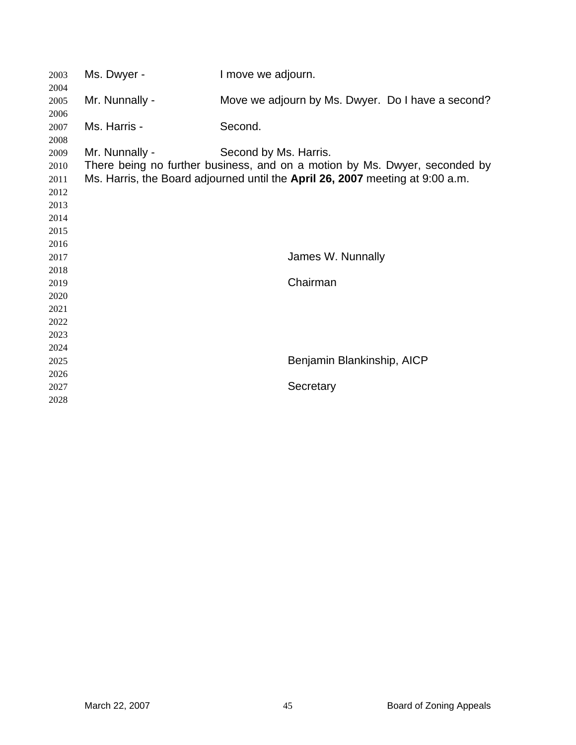Ms. Dwyer - I move we adjourn.

Mr. Nunnally - Move we adjourn by Ms. Dwyer. Do I have a second?

Ms. Harris - Second.

Mr. Nunnally - Second by Ms. Harris.

There being no further business, and on a motion by Ms. Dwyer, seconded by Ms. Harris, the Board adjourned until the **April 26, 2007** meeting at 9:00 a.m.

James W. Nunnally

Chairman

Benjamin Blankinship, AICP

Secretary